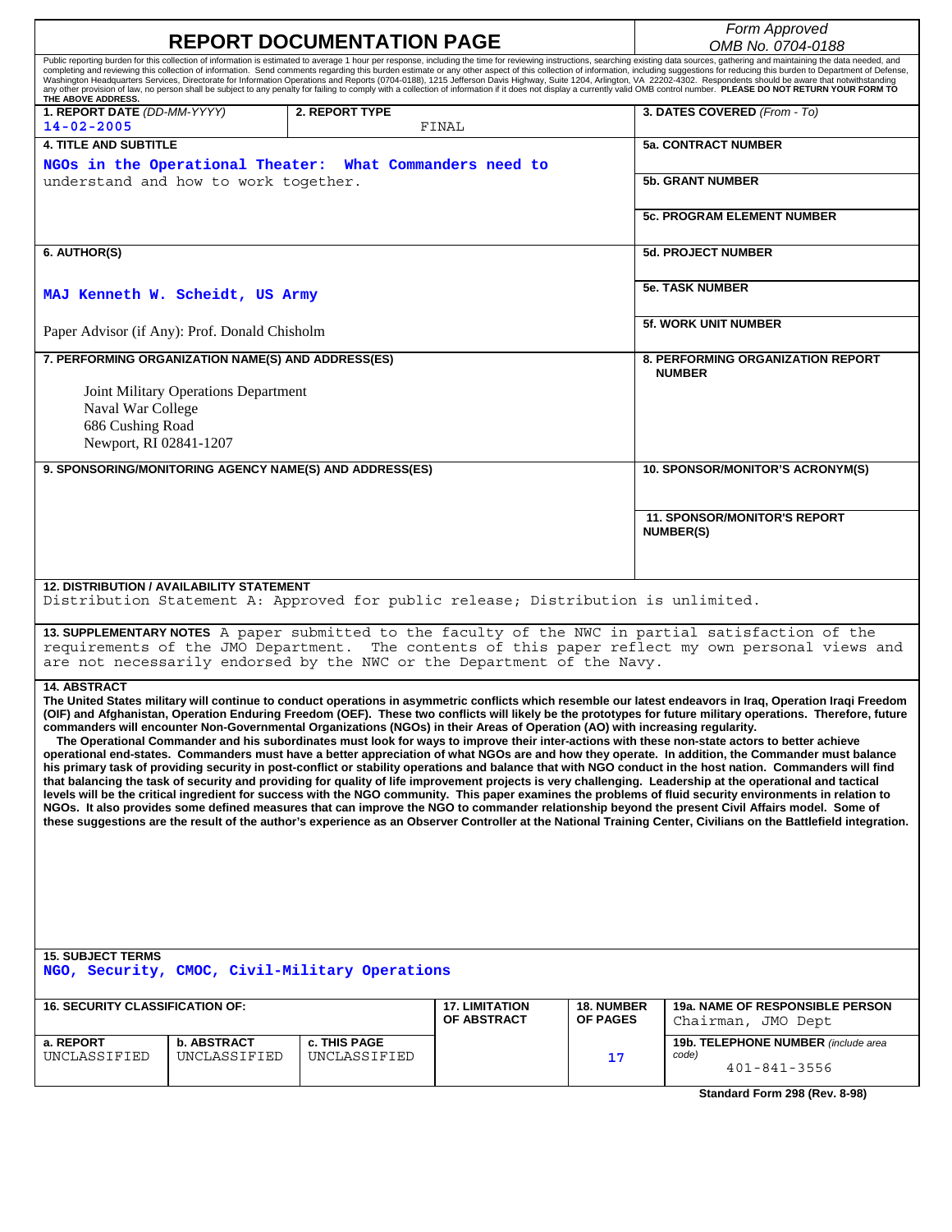# REPORT DOCUMENTATION PAGE

*Form Approved*
*OMB No. 0704-0188*

Public reporting burden for this collection of information is estimated to average 1 hour per response, including the time for reviewing instructions, searching existing data sources, gathering and maintaining the data needed, and completing and reviewing this collection of information. Send comments regarding this burden estimate or any other aspect of this collection of information, including suggestions for reducing this burden to Department of Defense, Washington Headquarters Services, Directorate for Information Operations and Reports (0704-0188), 1215 Jefferson Davis Highway, Suite 1204, Arlington, VA 22202-4302. Respondents should be aware that notwithstanding any other provision of law, no person shall be subject to any penalty for failing to comply with a collection of information if it does not display a currently valid OMB control number. **PLEASE DO NOT RETURN YOUR FORM TO THE ABOVE ADDRESS.**

| | | |
|---|---|---|
| **1. REPORT DATE** *(DD-MM-YYYY)* 14-02-2005 | **2. REPORT TYPE** FINAL | **3. DATES COVERED** *(From - To)* |
| **4. TITLE AND SUBTITLE** NGOs in the Operational Theater: What Commanders need to understand and how to work together. | | **5a. CONTRACT NUMBER** |
| | | **5b. GRANT NUMBER** |
| | | **5c. PROGRAM ELEMENT NUMBER** |
| **6. AUTHOR(S)** MAJ Kenneth W. Scheidt, US Army | | **5d. PROJECT NUMBER** |
| | | **5e. TASK NUMBER** |
| Paper Advisor (if Any): Prof. Donald Chisholm | | **5f. WORK UNIT NUMBER** |
| **7. PERFORMING ORGANIZATION NAME(S) AND ADDRESS(ES)** Joint Military Operations Department, Naval War College, 686 Cushing Road, Newport, RI 02841-1207 | | **8. PERFORMING ORGANIZATION REPORT NUMBER** |
| **9. SPONSORING/MONITORING AGENCY NAME(S) AND ADDRESS(ES)** | | **10. SPONSOR/MONITOR'S ACRONYM(S)** |
| | | **11. SPONSOR/MONITOR'S REPORT NUMBER(S)** |

**12. DISTRIBUTION / AVAILABILITY STATEMENT**
Distribution Statement A: Approved for public release; Distribution is unlimited.

**13. SUPPLEMENTARY NOTES** A paper submitted to the faculty of the NWC in partial satisfaction of the requirements of the JMO Department. The contents of this paper reflect my own personal views and are not necessarily endorsed by the NWC or the Department of the Navy.

**14. ABSTRACT**

**The United States military will continue to conduct operations in asymmetric conflicts which resemble our latest endeavors in Iraq, Operation Iraqi Freedom (OIF) and Afghanistan, Operation Enduring Freedom (OEF). These two conflicts will likely be the prototypes for future military operations. Therefore, future commanders will encounter Non-Governmental Organizations (NGOs) in their Areas of Operation (AO) with increasing regularity.**

**The Operational Commander and his subordinates must look for ways to improve their inter-actions with these non-state actors to better achieve operational end-states. Commanders must have a better appreciation of what NGOs are and how they operate. In addition, the Commander must balance his primary task of providing security in post-conflict or stability operations and balance that with NGO conduct in the host nation. Commanders will find that balancing the task of security and providing for quality of life improvement projects is very challenging. Leadership at the operational and tactical levels will be the critical ingredient for success with the NGO community. This paper examines the problems of fluid security environments in relation to NGOs. It also provides some defined measures that can improve the NGO to commander relationship beyond the present Civil Affairs model. Some of these suggestions are the result of the author's experience as an Observer Controller at the National Training Center, Civilians on the Battlefield integration.**

**15. SUBJECT TERMS**
NGO, Security, CMOC, Civil-Military Operations

| **16. SECURITY CLASSIFICATION OF:** | | | **17. LIMITATION OF ABSTRACT** | **18. NUMBER OF PAGES** | **19a. NAME OF RESPONSIBLE PERSON** Chairman, JMO Dept |
|---|---|---|---|---|---|
| **a. REPORT** UNCLASSIFIED | **b. ABSTRACT** UNCLASSIFIED | **c. THIS PAGE** UNCLASSIFIED | | 17 | **19b. TELEPHONE NUMBER** *(include area code)* 401-841-3556 |

**Standard Form 298 (Rev. 8-98)**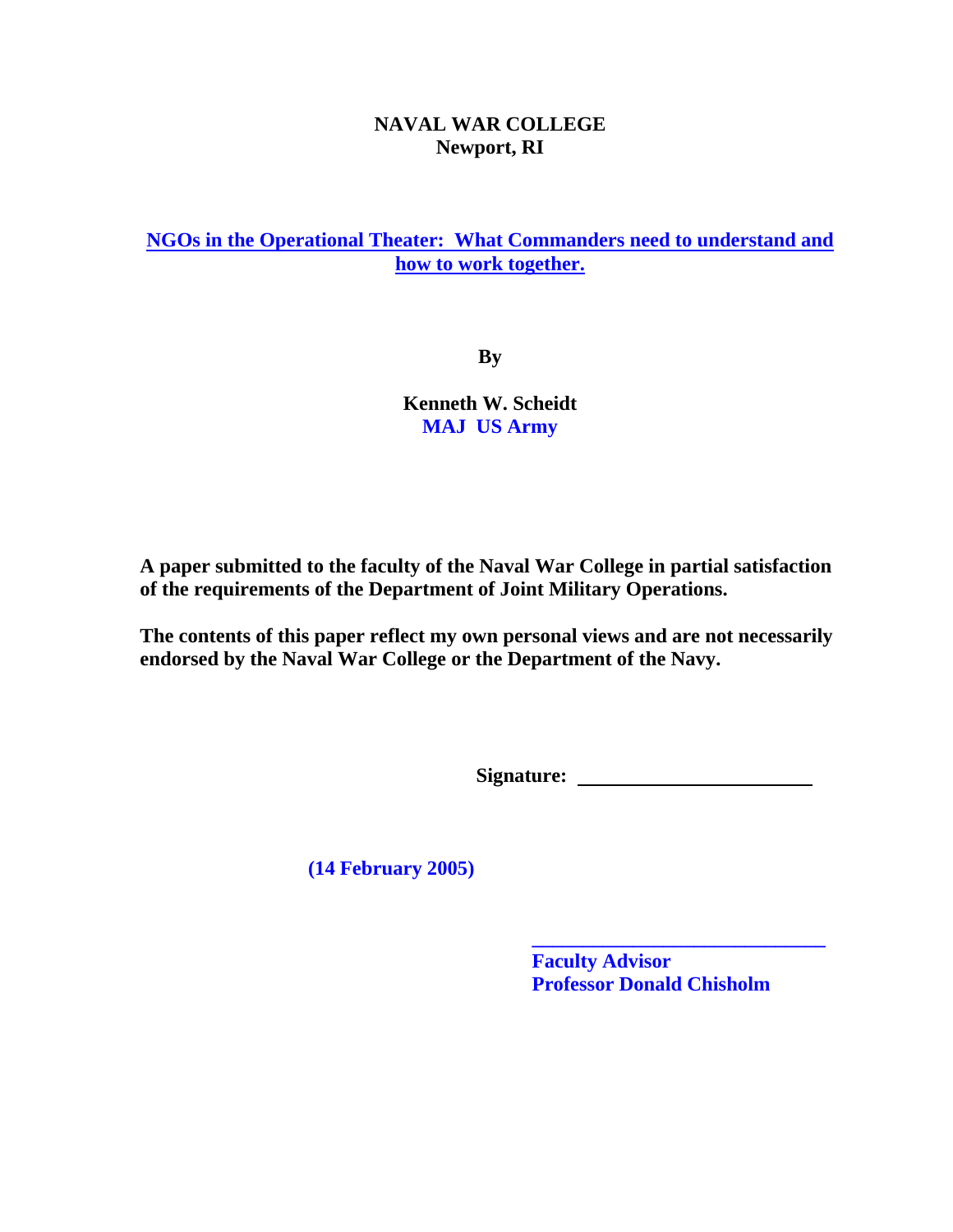**NAVAL WAR COLLEGE**
**Newport, RI**

# NGOs in the Operational Theater: What Commanders need to understand and how to work together.

**By**

**Kenneth W. Scheidt**
**MAJ US Army**

**A paper submitted to the faculty of the Naval War College in partial satisfaction of the requirements of the Department of Joint Military Operations.**

**The contents of this paper reflect my own personal views and are not necessarily endorsed by the Naval War College or the Department of the Navy.**

**Signature: \_\_\_\_\_\_\_\_\_\_\_\_\_\_\_\_\_\_\_\_\_\_\_\_**

**(14 February 2005)**

**\_\_\_\_\_\_\_\_\_\_\_\_\_\_\_\_\_\_\_\_\_\_\_\_\_\_\_\_\_\_**
**Faculty Advisor**
**Professor Donald Chisholm**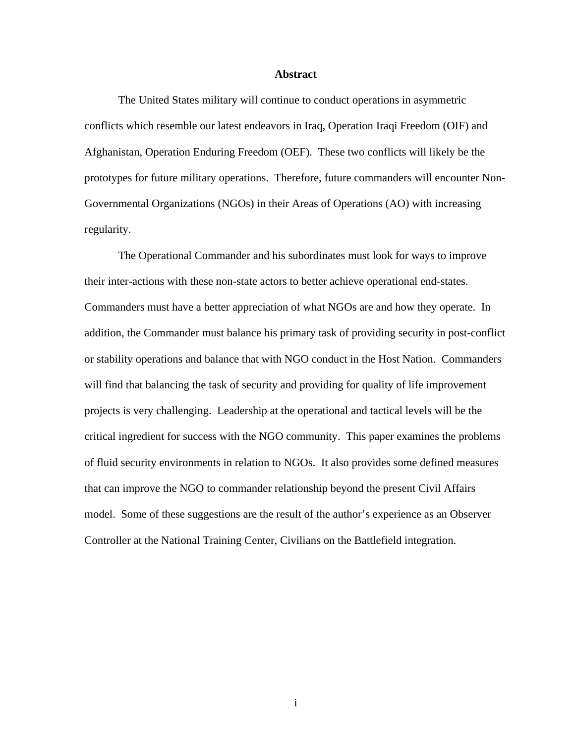# Abstract

The United States military will continue to conduct operations in asymmetric conflicts which resemble our latest endeavors in Iraq, Operation Iraqi Freedom (OIF) and Afghanistan, Operation Enduring Freedom (OEF). These two conflicts will likely be the prototypes for future military operations. Therefore, future commanders will encounter Non-Governmental Organizations (NGOs) in their Areas of Operations (AO) with increasing regularity.

The Operational Commander and his subordinates must look for ways to improve their inter-actions with these non-state actors to better achieve operational end-states. Commanders must have a better appreciation of what NGOs are and how they operate. In addition, the Commander must balance his primary task of providing security in post-conflict or stability operations and balance that with NGO conduct in the Host Nation. Commanders will find that balancing the task of security and providing for quality of life improvement projects is very challenging. Leadership at the operational and tactical levels will be the critical ingredient for success with the NGO community. This paper examines the problems of fluid security environments in relation to NGOs. It also provides some defined measures that can improve the NGO to commander relationship beyond the present Civil Affairs model. Some of these suggestions are the result of the author's experience as an Observer Controller at the National Training Center, Civilians on the Battlefield integration.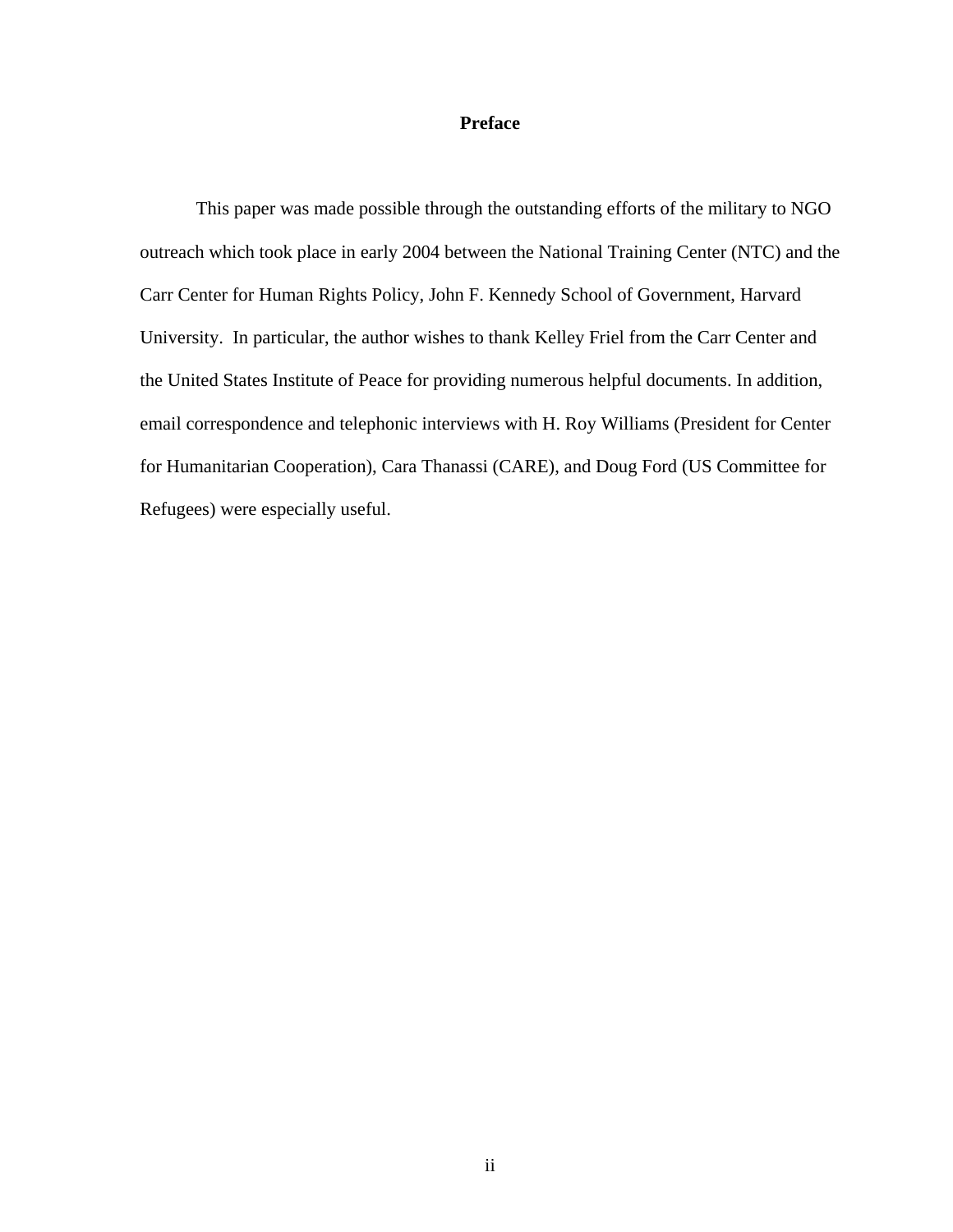# Preface

This paper was made possible through the outstanding efforts of the military to NGO outreach which took place in early 2004 between the National Training Center (NTC) and the Carr Center for Human Rights Policy, John F. Kennedy School of Government, Harvard University. In particular, the author wishes to thank Kelley Friel from the Carr Center and the United States Institute of Peace for providing numerous helpful documents. In addition, email correspondence and telephonic interviews with H. Roy Williams (President for Center for Humanitarian Cooperation), Cara Thanassi (CARE), and Doug Ford (US Committee for Refugees) were especially useful.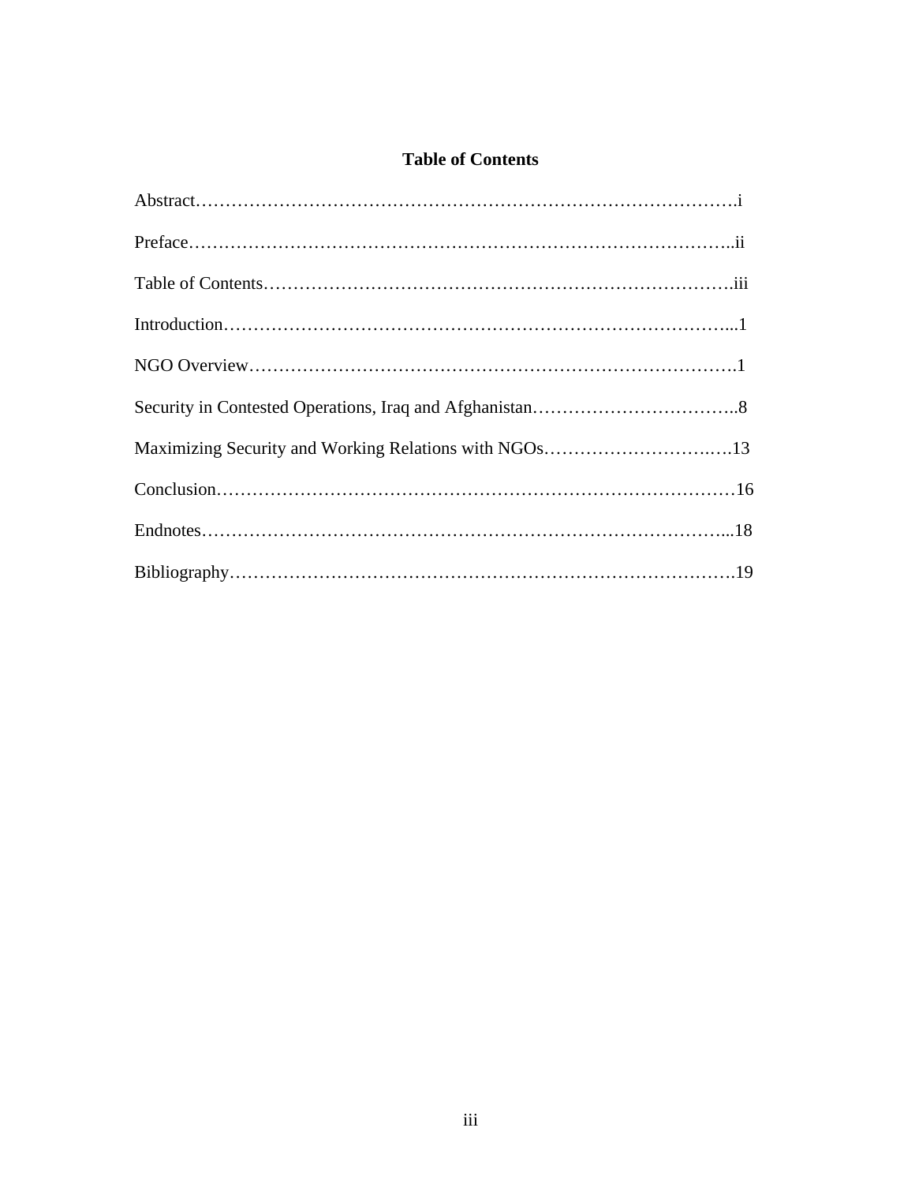# Table of Contents

Abstract……………………………………………………………………………….i

Preface……………………………………………………………………………..ii

Table of Contents…………………………………………………………………….iii

Introduction…………………………………………………………………………...1

NGO Overview……………………………………………………………………….1

Security in Contested Operations, Iraq and Afghanistan……………………………..8

Maximizing Security and Working Relations with NGOs………………………….…13

Conclusion……………………………………………………………………………16

Endnotes……………………………………………………………………………...18

Bibliography………………………………………………………………………….19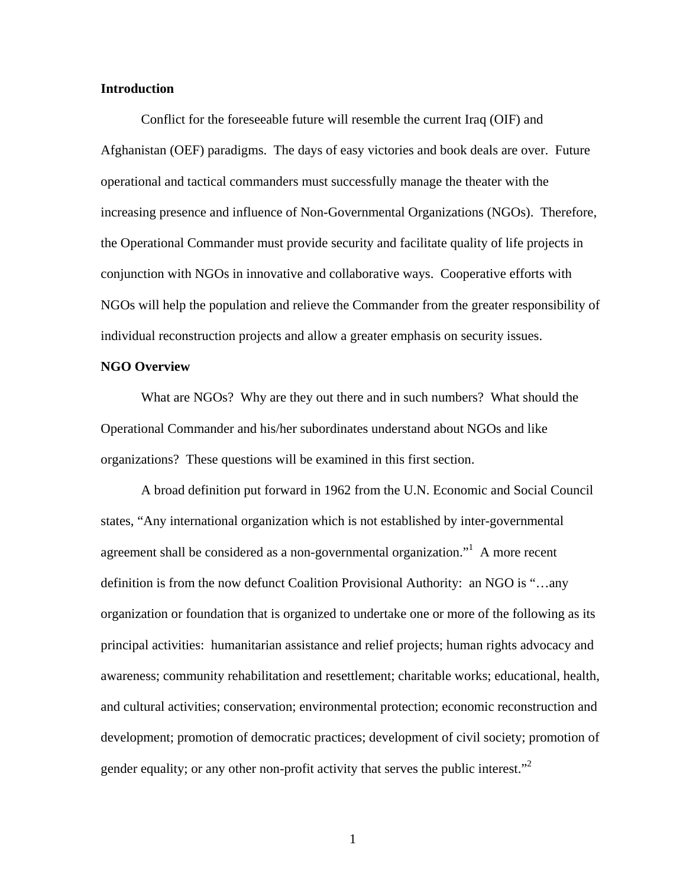**Introduction**

Conflict for the foreseeable future will resemble the current Iraq (OIF) and Afghanistan (OEF) paradigms. The days of easy victories and book deals are over. Future operational and tactical commanders must successfully manage the theater with the increasing presence and influence of Non-Governmental Organizations (NGOs). Therefore, the Operational Commander must provide security and facilitate quality of life projects in conjunction with NGOs in innovative and collaborative ways. Cooperative efforts with NGOs will help the population and relieve the Commander from the greater responsibility of individual reconstruction projects and allow a greater emphasis on security issues.

**NGO Overview**

What are NGOs? Why are they out there and in such numbers? What should the Operational Commander and his/her subordinates understand about NGOs and like organizations? These questions will be examined in this first section.

A broad definition put forward in 1962 from the U.N. Economic and Social Council states, "Any international organization which is not established by inter-governmental agreement shall be considered as a non-governmental organization."[1] A more recent definition is from the now defunct Coalition Provisional Authority: an NGO is "…any organization or foundation that is organized to undertake one or more of the following as its principal activities: humanitarian assistance and relief projects; human rights advocacy and awareness; community rehabilitation and resettlement; charitable works; educational, health, and cultural activities; conservation; environmental protection; economic reconstruction and development; promotion of democratic practices; development of civil society; promotion of gender equality; or any other non-profit activity that serves the public interest."[2]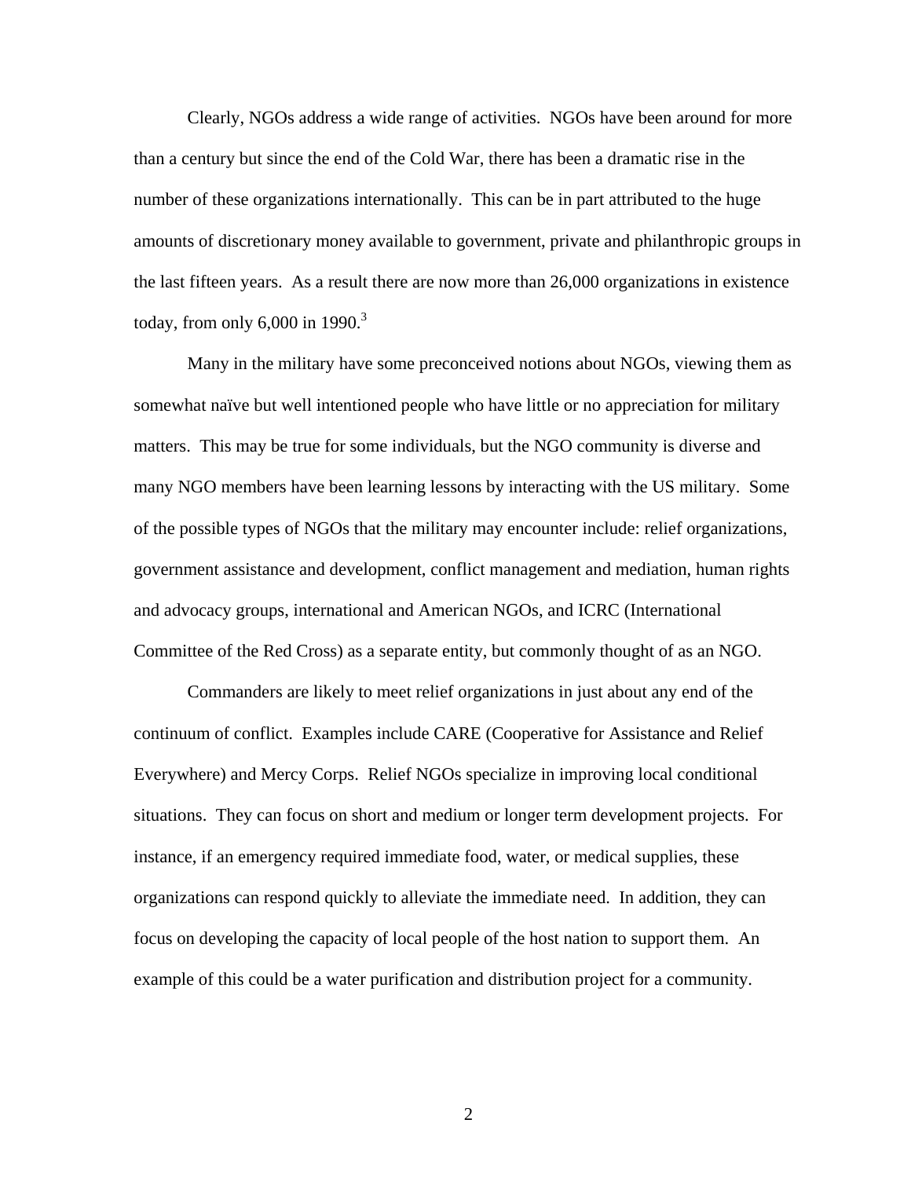Clearly, NGOs address a wide range of activities. NGOs have been around for more than a century but since the end of the Cold War, there has been a dramatic rise in the number of these organizations internationally. This can be in part attributed to the huge amounts of discretionary money available to government, private and philanthropic groups in the last fifteen years. As a result there are now more than 26,000 organizations in existence today, from only 6,000 in 1990.[3]

Many in the military have some preconceived notions about NGOs, viewing them as somewhat naïve but well intentioned people who have little or no appreciation for military matters. This may be true for some individuals, but the NGO community is diverse and many NGO members have been learning lessons by interacting with the US military. Some of the possible types of NGOs that the military may encounter include: relief organizations, government assistance and development, conflict management and mediation, human rights and advocacy groups, international and American NGOs, and ICRC (International Committee of the Red Cross) as a separate entity, but commonly thought of as an NGO.

Commanders are likely to meet relief organizations in just about any end of the continuum of conflict. Examples include CARE (Cooperative for Assistance and Relief Everywhere) and Mercy Corps. Relief NGOs specialize in improving local conditional situations. They can focus on short and medium or longer term development projects. For instance, if an emergency required immediate food, water, or medical supplies, these organizations can respond quickly to alleviate the immediate need. In addition, they can focus on developing the capacity of local people of the host nation to support them. An example of this could be a water purification and distribution project for a community.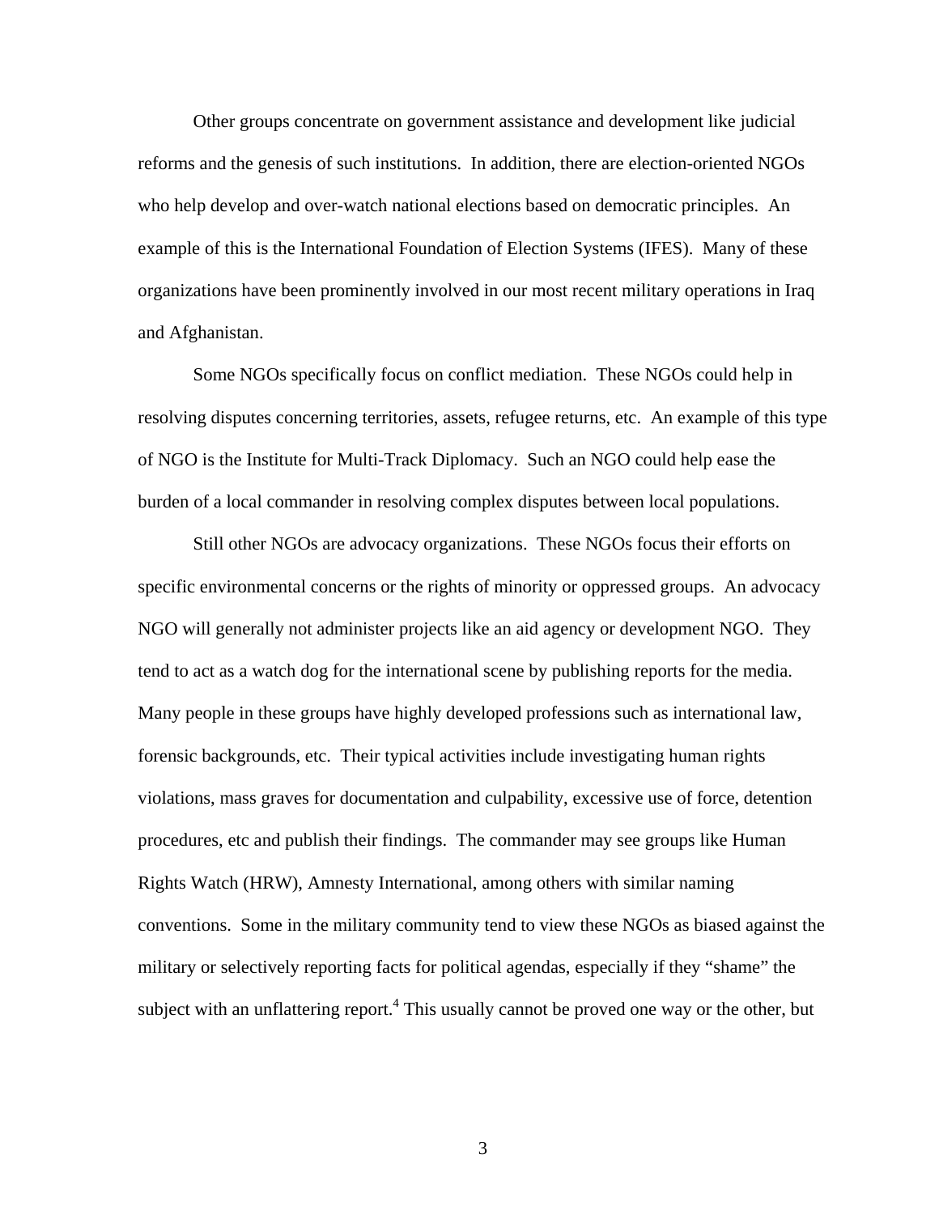Other groups concentrate on government assistance and development like judicial reforms and the genesis of such institutions. In addition, there are election-oriented NGOs who help develop and over-watch national elections based on democratic principles. An example of this is the International Foundation of Election Systems (IFES). Many of these organizations have been prominently involved in our most recent military operations in Iraq and Afghanistan.

Some NGOs specifically focus on conflict mediation. These NGOs could help in resolving disputes concerning territories, assets, refugee returns, etc. An example of this type of NGO is the Institute for Multi-Track Diplomacy. Such an NGO could help ease the burden of a local commander in resolving complex disputes between local populations.

Still other NGOs are advocacy organizations. These NGOs focus their efforts on specific environmental concerns or the rights of minority or oppressed groups. An advocacy NGO will generally not administer projects like an aid agency or development NGO. They tend to act as a watch dog for the international scene by publishing reports for the media. Many people in these groups have highly developed professions such as international law, forensic backgrounds, etc. Their typical activities include investigating human rights violations, mass graves for documentation and culpability, excessive use of force, detention procedures, etc and publish their findings. The commander may see groups like Human Rights Watch (HRW), Amnesty International, among others with similar naming conventions. Some in the military community tend to view these NGOs as biased against the military or selectively reporting facts for political agendas, especially if they "shame" the subject with an unflattering report.[4] This usually cannot be proved one way or the other, but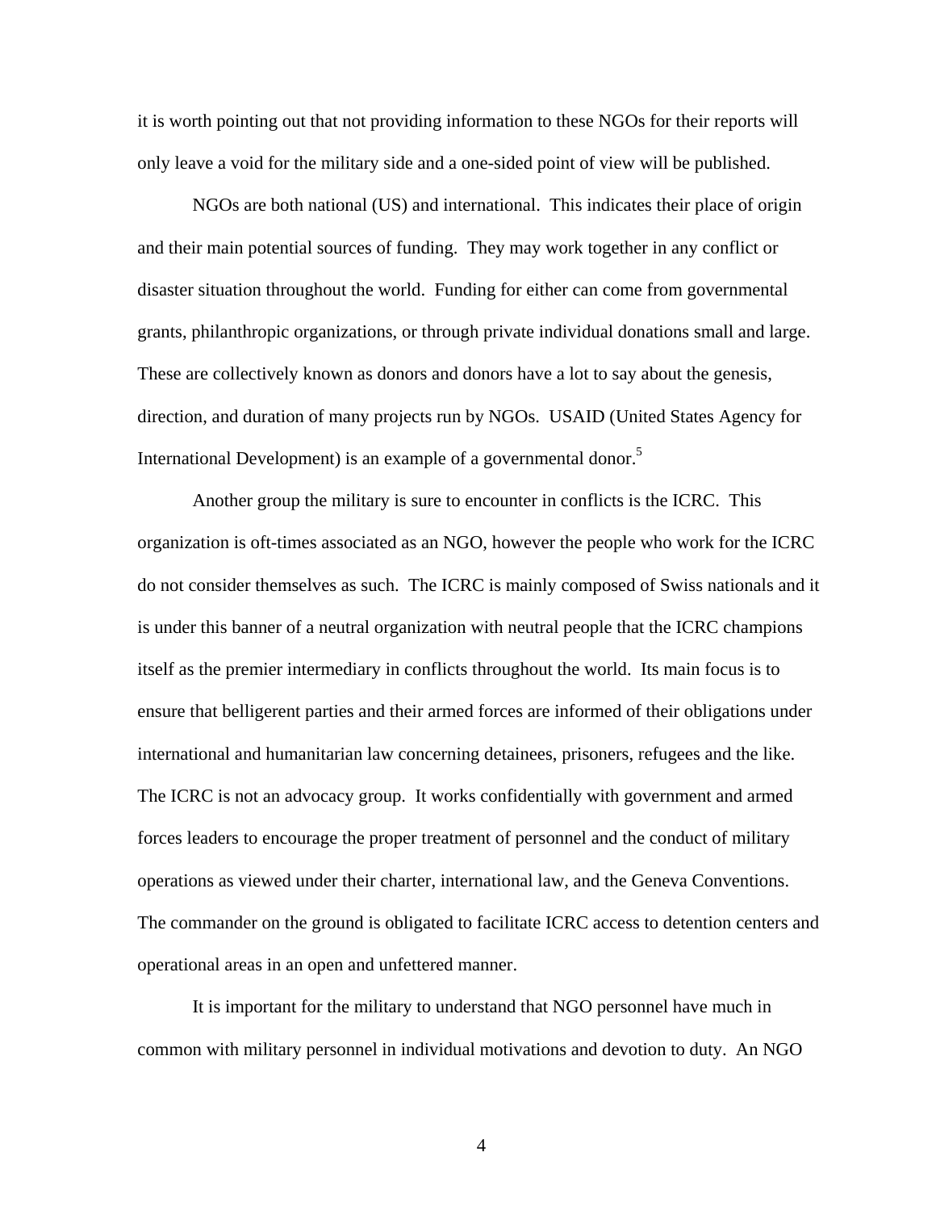it is worth pointing out that not providing information to these NGOs for their reports will only leave a void for the military side and a one-sided point of view will be published.

NGOs are both national (US) and international. This indicates their place of origin and their main potential sources of funding. They may work together in any conflict or disaster situation throughout the world. Funding for either can come from governmental grants, philanthropic organizations, or through private individual donations small and large. These are collectively known as donors and donors have a lot to say about the genesis, direction, and duration of many projects run by NGOs. USAID (United States Agency for International Development) is an example of a governmental donor.[5]

Another group the military is sure to encounter in conflicts is the ICRC. This organization is oft-times associated as an NGO, however the people who work for the ICRC do not consider themselves as such. The ICRC is mainly composed of Swiss nationals and it is under this banner of a neutral organization with neutral people that the ICRC champions itself as the premier intermediary in conflicts throughout the world. Its main focus is to ensure that belligerent parties and their armed forces are informed of their obligations under international and humanitarian law concerning detainees, prisoners, refugees and the like. The ICRC is not an advocacy group. It works confidentially with government and armed forces leaders to encourage the proper treatment of personnel and the conduct of military operations as viewed under their charter, international law, and the Geneva Conventions. The commander on the ground is obligated to facilitate ICRC access to detention centers and operational areas in an open and unfettered manner.

It is important for the military to understand that NGO personnel have much in common with military personnel in individual motivations and devotion to duty. An NGO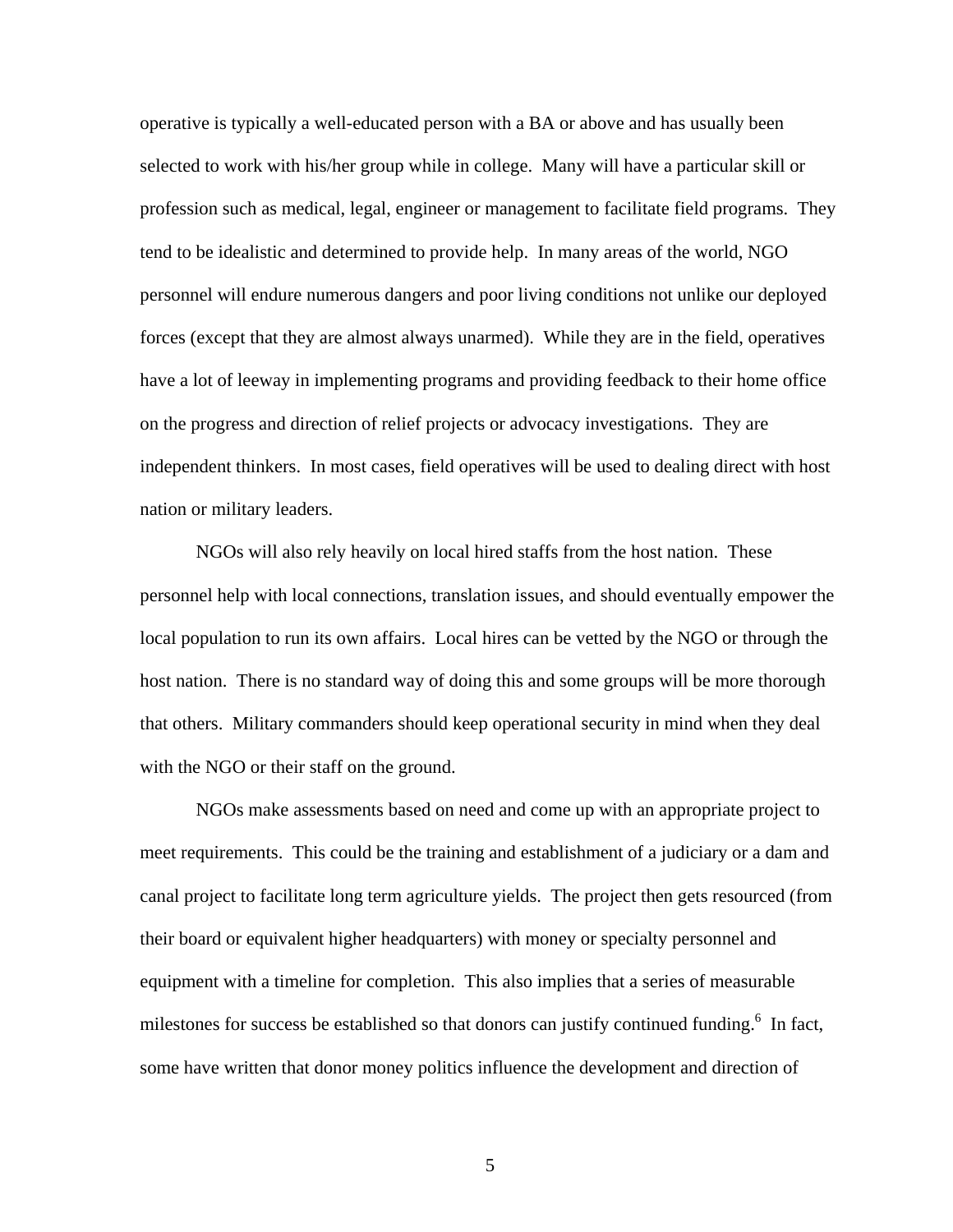operative is typically a well-educated person with a BA or above and has usually been selected to work with his/her group while in college. Many will have a particular skill or profession such as medical, legal, engineer or management to facilitate field programs. They tend to be idealistic and determined to provide help. In many areas of the world, NGO personnel will endure numerous dangers and poor living conditions not unlike our deployed forces (except that they are almost always unarmed). While they are in the field, operatives have a lot of leeway in implementing programs and providing feedback to their home office on the progress and direction of relief projects or advocacy investigations. They are independent thinkers. In most cases, field operatives will be used to dealing direct with host nation or military leaders.

NGOs will also rely heavily on local hired staffs from the host nation. These personnel help with local connections, translation issues, and should eventually empower the local population to run its own affairs. Local hires can be vetted by the NGO or through the host nation. There is no standard way of doing this and some groups will be more thorough that others. Military commanders should keep operational security in mind when they deal with the NGO or their staff on the ground.

NGOs make assessments based on need and come up with an appropriate project to meet requirements. This could be the training and establishment of a judiciary or a dam and canal project to facilitate long term agriculture yields. The project then gets resourced (from their board or equivalent higher headquarters) with money or specialty personnel and equipment with a timeline for completion. This also implies that a series of measurable milestones for success be established so that donors can justify continued funding.[6] In fact, some have written that donor money politics influence the development and direction of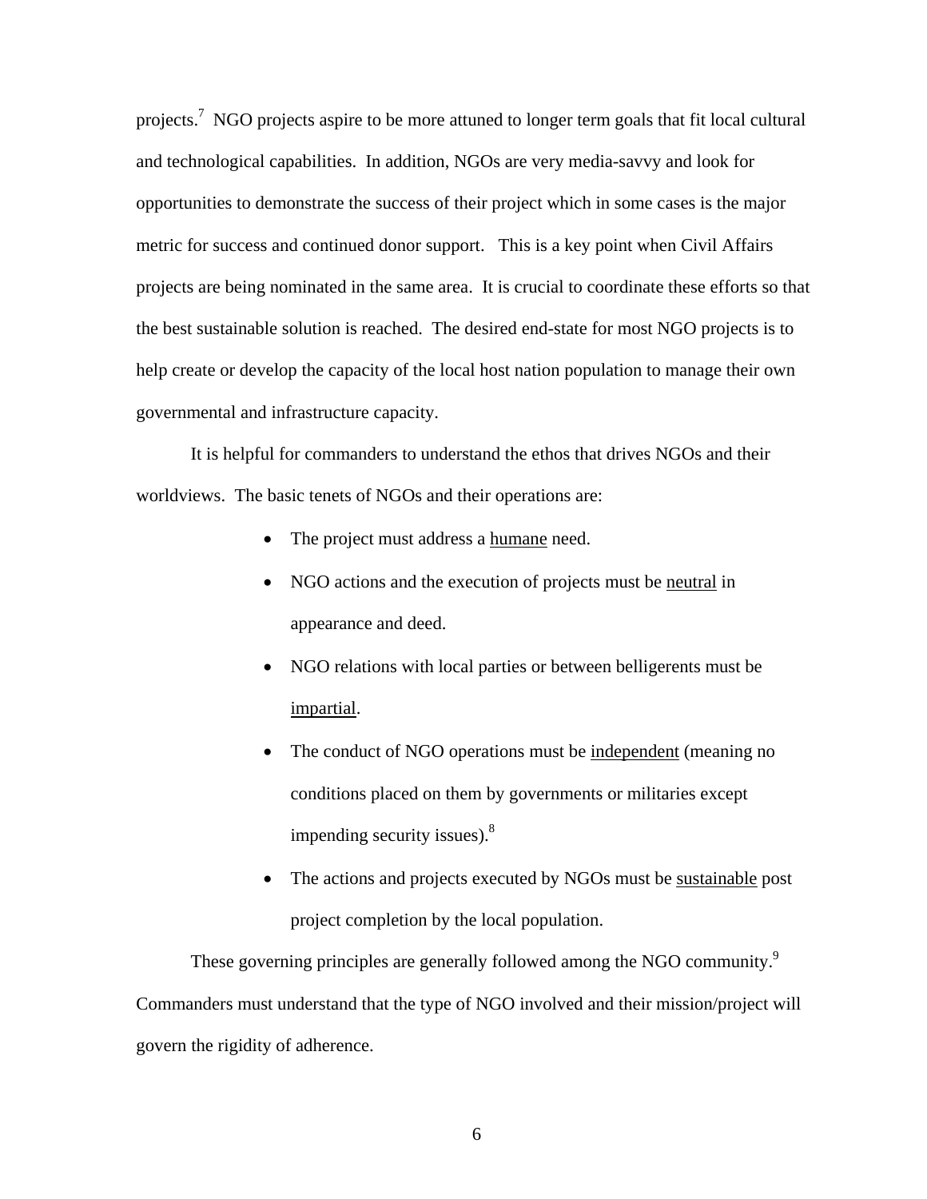projects.[7] NGO projects aspire to be more attuned to longer term goals that fit local cultural and technological capabilities. In addition, NGOs are very media-savvy and look for opportunities to demonstrate the success of their project which in some cases is the major metric for success and continued donor support. This is a key point when Civil Affairs projects are being nominated in the same area. It is crucial to coordinate these efforts so that the best sustainable solution is reached. The desired end-state for most NGO projects is to help create or develop the capacity of the local host nation population to manage their own governmental and infrastructure capacity.

It is helpful for commanders to understand the ethos that drives NGOs and their worldviews. The basic tenets of NGOs and their operations are:

- The project must address a <u>humane</u> need.
- NGO actions and the execution of projects must be <u>neutral</u> in appearance and deed.
- NGO relations with local parties or between belligerents must be <u>impartial</u>.
- The conduct of NGO operations must be <u>independent</u> (meaning no conditions placed on them by governments or militaries except impending security issues).[8]
- The actions and projects executed by NGOs must be <u>sustainable</u> post project completion by the local population.

These governing principles are generally followed among the NGO community.[9] Commanders must understand that the type of NGO involved and their mission/project will govern the rigidity of adherence.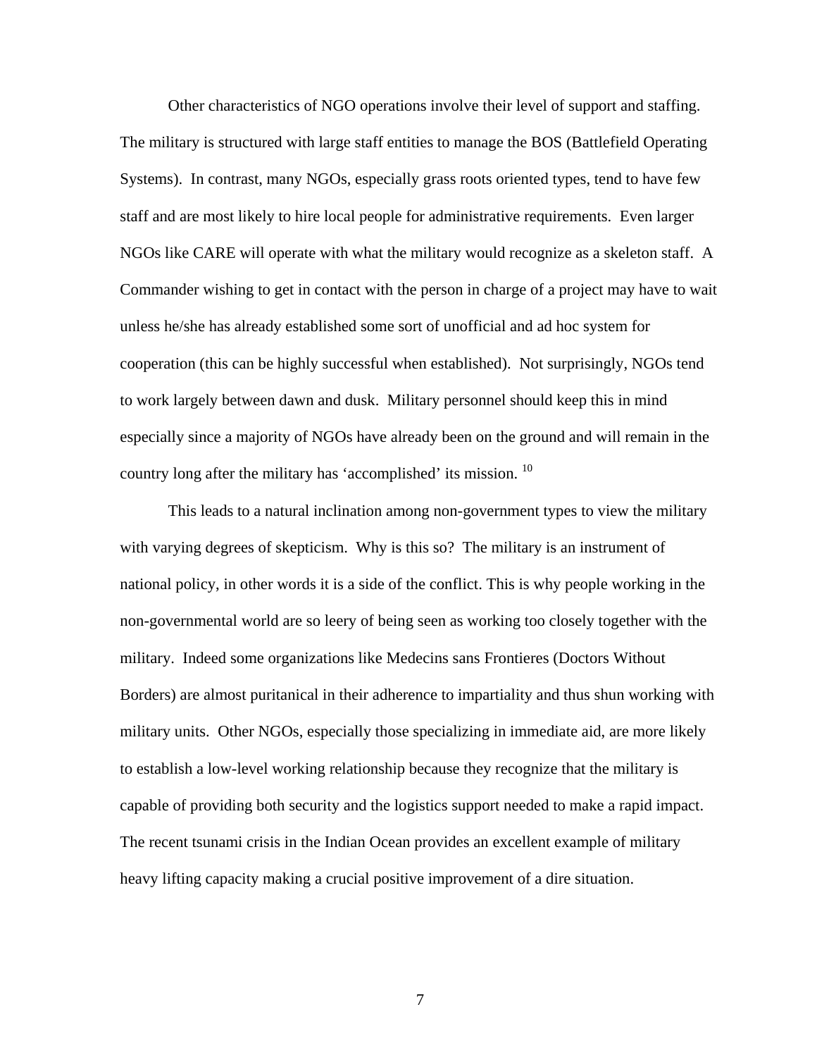Other characteristics of NGO operations involve their level of support and staffing. The military is structured with large staff entities to manage the BOS (Battlefield Operating Systems). In contrast, many NGOs, especially grass roots oriented types, tend to have few staff and are most likely to hire local people for administrative requirements. Even larger NGOs like CARE will operate with what the military would recognize as a skeleton staff. A Commander wishing to get in contact with the person in charge of a project may have to wait unless he/she has already established some sort of unofficial and ad hoc system for cooperation (this can be highly successful when established). Not surprisingly, NGOs tend to work largely between dawn and dusk. Military personnel should keep this in mind especially since a majority of NGOs have already been on the ground and will remain in the country long after the military has 'accomplished' its mission. [10]

This leads to a natural inclination among non-government types to view the military with varying degrees of skepticism. Why is this so? The military is an instrument of national policy, in other words it is a side of the conflict. This is why people working in the non-governmental world are so leery of being seen as working too closely together with the military. Indeed some organizations like Medecins sans Frontieres (Doctors Without Borders) are almost puritanical in their adherence to impartiality and thus shun working with military units. Other NGOs, especially those specializing in immediate aid, are more likely to establish a low-level working relationship because they recognize that the military is capable of providing both security and the logistics support needed to make a rapid impact. The recent tsunami crisis in the Indian Ocean provides an excellent example of military heavy lifting capacity making a crucial positive improvement of a dire situation.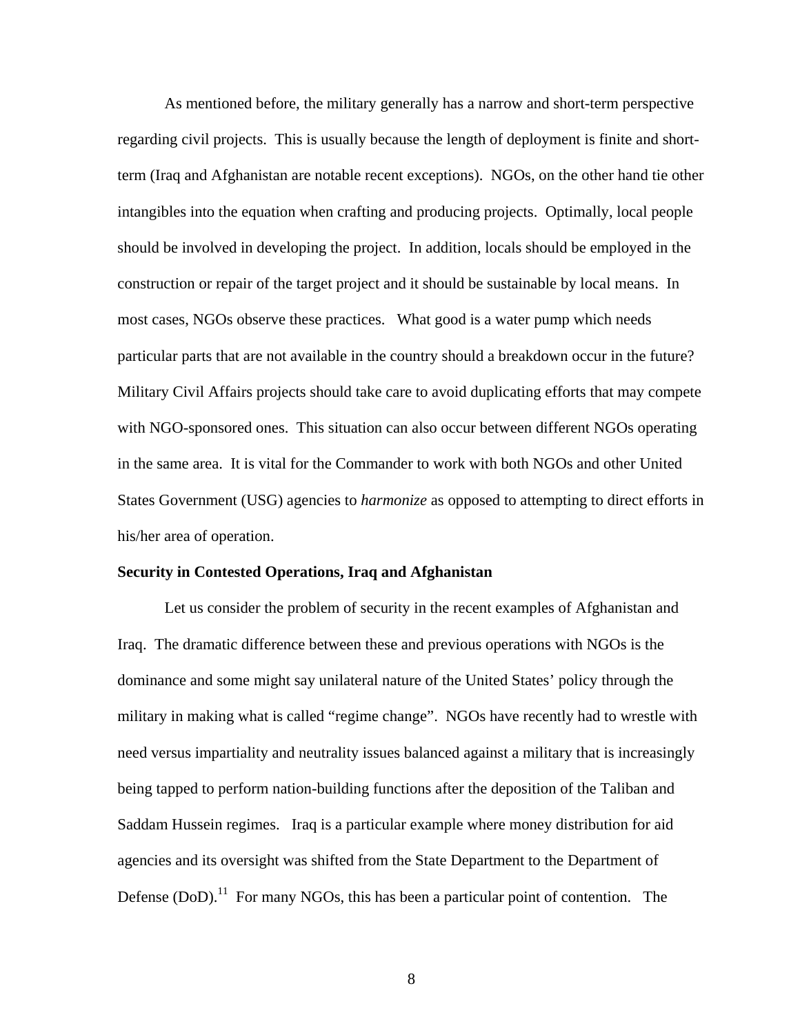As mentioned before, the military generally has a narrow and short-term perspective regarding civil projects. This is usually because the length of deployment is finite and short-term (Iraq and Afghanistan are notable recent exceptions). NGOs, on the other hand tie other intangibles into the equation when crafting and producing projects. Optimally, local people should be involved in developing the project. In addition, locals should be employed in the construction or repair of the target project and it should be sustainable by local means. In most cases, NGOs observe these practices. What good is a water pump which needs particular parts that are not available in the country should a breakdown occur in the future? Military Civil Affairs projects should take care to avoid duplicating efforts that may compete with NGO-sponsored ones. This situation can also occur between different NGOs operating in the same area. It is vital for the Commander to work with both NGOs and other United States Government (USG) agencies to *harmonize* as opposed to attempting to direct efforts in his/her area of operation.

**Security in Contested Operations, Iraq and Afghanistan**

Let us consider the problem of security in the recent examples of Afghanistan and Iraq. The dramatic difference between these and previous operations with NGOs is the dominance and some might say unilateral nature of the United States' policy through the military in making what is called "regime change". NGOs have recently had to wrestle with need versus impartiality and neutrality issues balanced against a military that is increasingly being tapped to perform nation-building functions after the deposition of the Taliban and Saddam Hussein regimes. Iraq is a particular example where money distribution for aid agencies and its oversight was shifted from the State Department to the Department of Defense (DoD).[11] For many NGOs, this has been a particular point of contention. The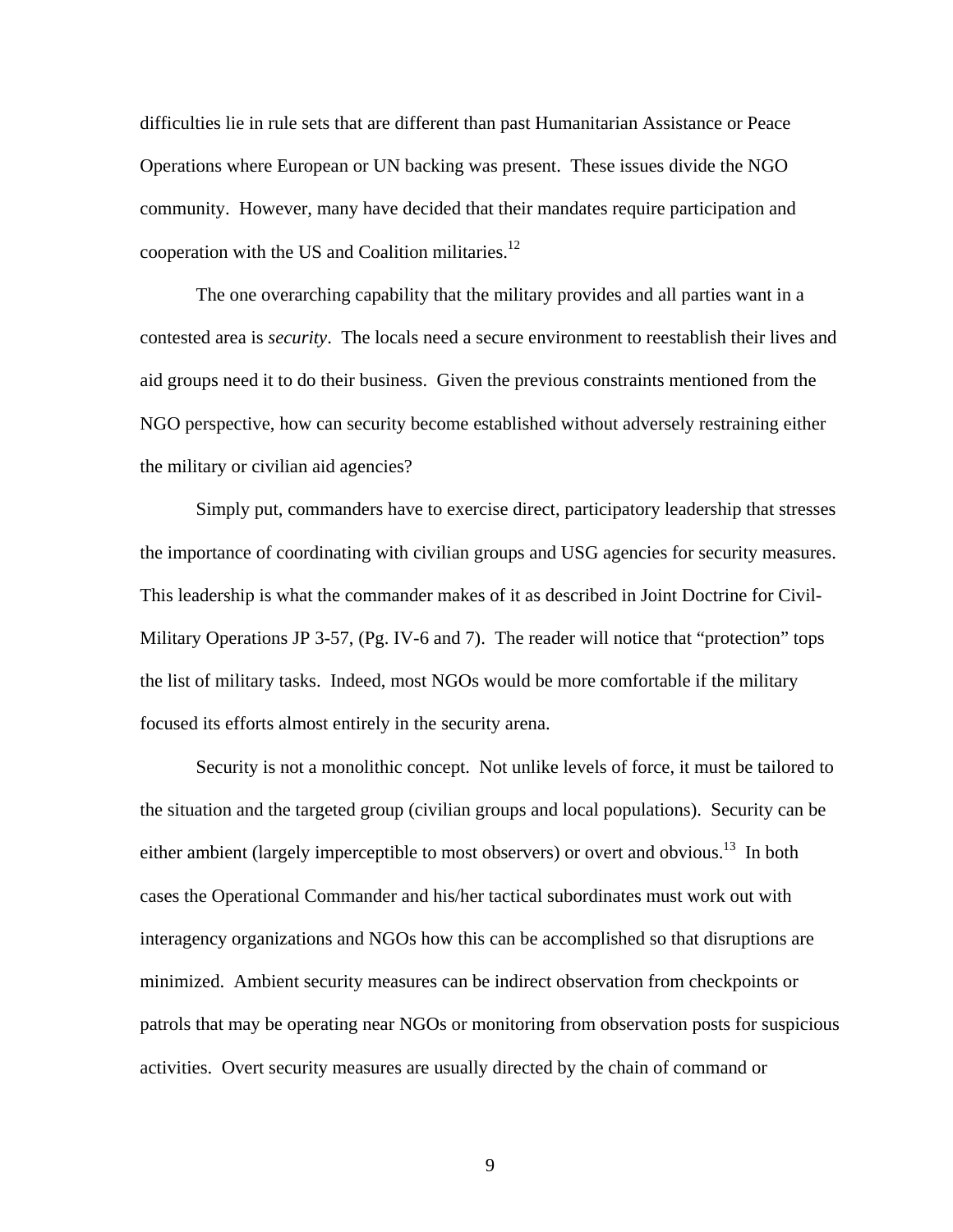difficulties lie in rule sets that are different than past Humanitarian Assistance or Peace Operations where European or UN backing was present. These issues divide the NGO community. However, many have decided that their mandates require participation and cooperation with the US and Coalition militaries.[12]

The one overarching capability that the military provides and all parties want in a contested area is *security*. The locals need a secure environment to reestablish their lives and aid groups need it to do their business. Given the previous constraints mentioned from the NGO perspective, how can security become established without adversely restraining either the military or civilian aid agencies?

Simply put, commanders have to exercise direct, participatory leadership that stresses the importance of coordinating with civilian groups and USG agencies for security measures. This leadership is what the commander makes of it as described in Joint Doctrine for Civil-Military Operations JP 3-57, (Pg. IV-6 and 7). The reader will notice that "protection" tops the list of military tasks. Indeed, most NGOs would be more comfortable if the military focused its efforts almost entirely in the security arena.

Security is not a monolithic concept. Not unlike levels of force, it must be tailored to the situation and the targeted group (civilian groups and local populations). Security can be either ambient (largely imperceptible to most observers) or overt and obvious.[13] In both cases the Operational Commander and his/her tactical subordinates must work out with interagency organizations and NGOs how this can be accomplished so that disruptions are minimized. Ambient security measures can be indirect observation from checkpoints or patrols that may be operating near NGOs or monitoring from observation posts for suspicious activities. Overt security measures are usually directed by the chain of command or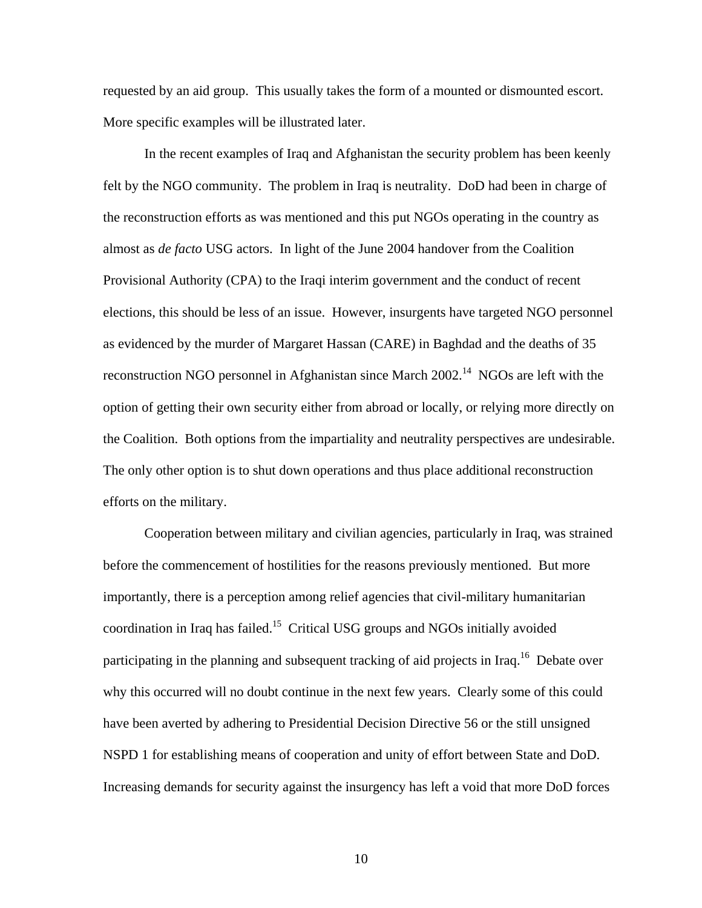requested by an aid group. This usually takes the form of a mounted or dismounted escort. More specific examples will be illustrated later.

In the recent examples of Iraq and Afghanistan the security problem has been keenly felt by the NGO community. The problem in Iraq is neutrality. DoD had been in charge of the reconstruction efforts as was mentioned and this put NGOs operating in the country as almost as *de facto* USG actors. In light of the June 2004 handover from the Coalition Provisional Authority (CPA) to the Iraqi interim government and the conduct of recent elections, this should be less of an issue. However, insurgents have targeted NGO personnel as evidenced by the murder of Margaret Hassan (CARE) in Baghdad and the deaths of 35 reconstruction NGO personnel in Afghanistan since March 2002.[14] NGOs are left with the option of getting their own security either from abroad or locally, or relying more directly on the Coalition. Both options from the impartiality and neutrality perspectives are undesirable. The only other option is to shut down operations and thus place additional reconstruction efforts on the military.

Cooperation between military and civilian agencies, particularly in Iraq, was strained before the commencement of hostilities for the reasons previously mentioned. But more importantly, there is a perception among relief agencies that civil-military humanitarian coordination in Iraq has failed.[15] Critical USG groups and NGOs initially avoided participating in the planning and subsequent tracking of aid projects in Iraq.[16] Debate over why this occurred will no doubt continue in the next few years. Clearly some of this could have been averted by adhering to Presidential Decision Directive 56 or the still unsigned NSPD 1 for establishing means of cooperation and unity of effort between State and DoD. Increasing demands for security against the insurgency has left a void that more DoD forces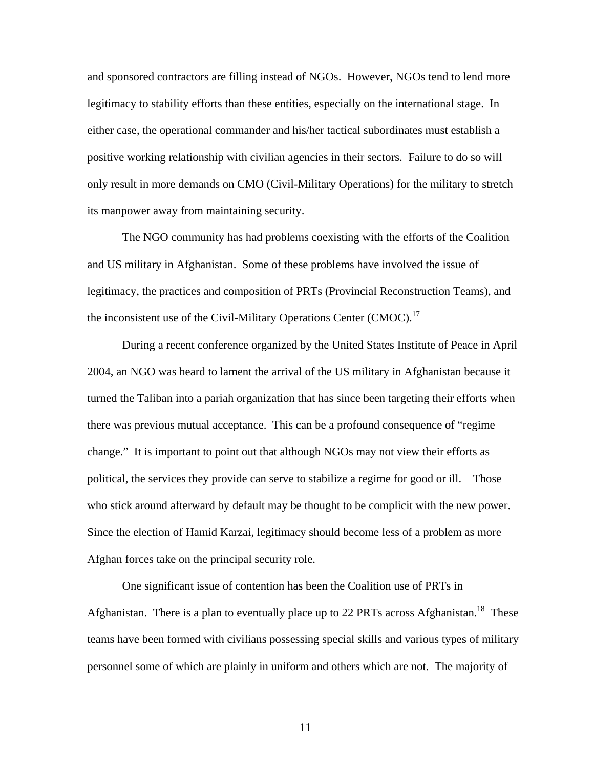and sponsored contractors are filling instead of NGOs. However, NGOs tend to lend more legitimacy to stability efforts than these entities, especially on the international stage. In either case, the operational commander and his/her tactical subordinates must establish a positive working relationship with civilian agencies in their sectors. Failure to do so will only result in more demands on CMO (Civil-Military Operations) for the military to stretch its manpower away from maintaining security.

The NGO community has had problems coexisting with the efforts of the Coalition and US military in Afghanistan. Some of these problems have involved the issue of legitimacy, the practices and composition of PRTs (Provincial Reconstruction Teams), and the inconsistent use of the Civil-Military Operations Center (CMOC).[17]

During a recent conference organized by the United States Institute of Peace in April 2004, an NGO was heard to lament the arrival of the US military in Afghanistan because it turned the Taliban into a pariah organization that has since been targeting their efforts when there was previous mutual acceptance. This can be a profound consequence of "regime change." It is important to point out that although NGOs may not view their efforts as political, the services they provide can serve to stabilize a regime for good or ill. Those who stick around afterward by default may be thought to be complicit with the new power. Since the election of Hamid Karzai, legitimacy should become less of a problem as more Afghan forces take on the principal security role.

One significant issue of contention has been the Coalition use of PRTs in Afghanistan. There is a plan to eventually place up to 22 PRTs across Afghanistan.[18] These teams have been formed with civilians possessing special skills and various types of military personnel some of which are plainly in uniform and others which are not. The majority of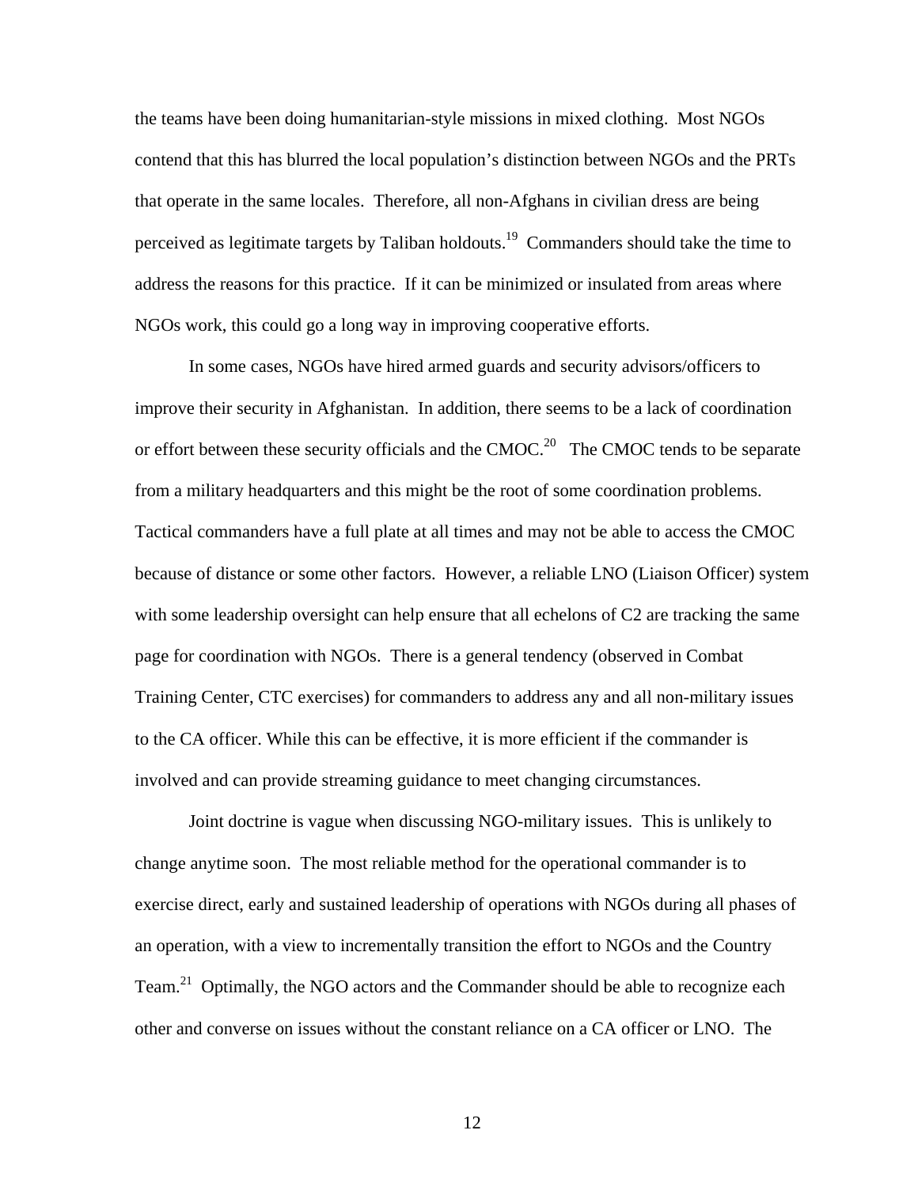the teams have been doing humanitarian-style missions in mixed clothing. Most NGOs contend that this has blurred the local population's distinction between NGOs and the PRTs that operate in the same locales. Therefore, all non-Afghans in civilian dress are being perceived as legitimate targets by Taliban holdouts.[19] Commanders should take the time to address the reasons for this practice. If it can be minimized or insulated from areas where NGOs work, this could go a long way in improving cooperative efforts.

In some cases, NGOs have hired armed guards and security advisors/officers to improve their security in Afghanistan. In addition, there seems to be a lack of coordination or effort between these security officials and the CMOC.[20] The CMOC tends to be separate from a military headquarters and this might be the root of some coordination problems. Tactical commanders have a full plate at all times and may not be able to access the CMOC because of distance or some other factors. However, a reliable LNO (Liaison Officer) system with some leadership oversight can help ensure that all echelons of C2 are tracking the same page for coordination with NGOs. There is a general tendency (observed in Combat Training Center, CTC exercises) for commanders to address any and all non-military issues to the CA officer. While this can be effective, it is more efficient if the commander is involved and can provide streaming guidance to meet changing circumstances.

Joint doctrine is vague when discussing NGO-military issues. This is unlikely to change anytime soon. The most reliable method for the operational commander is to exercise direct, early and sustained leadership of operations with NGOs during all phases of an operation, with a view to incrementally transition the effort to NGOs and the Country Team.[21] Optimally, the NGO actors and the Commander should be able to recognize each other and converse on issues without the constant reliance on a CA officer or LNO. The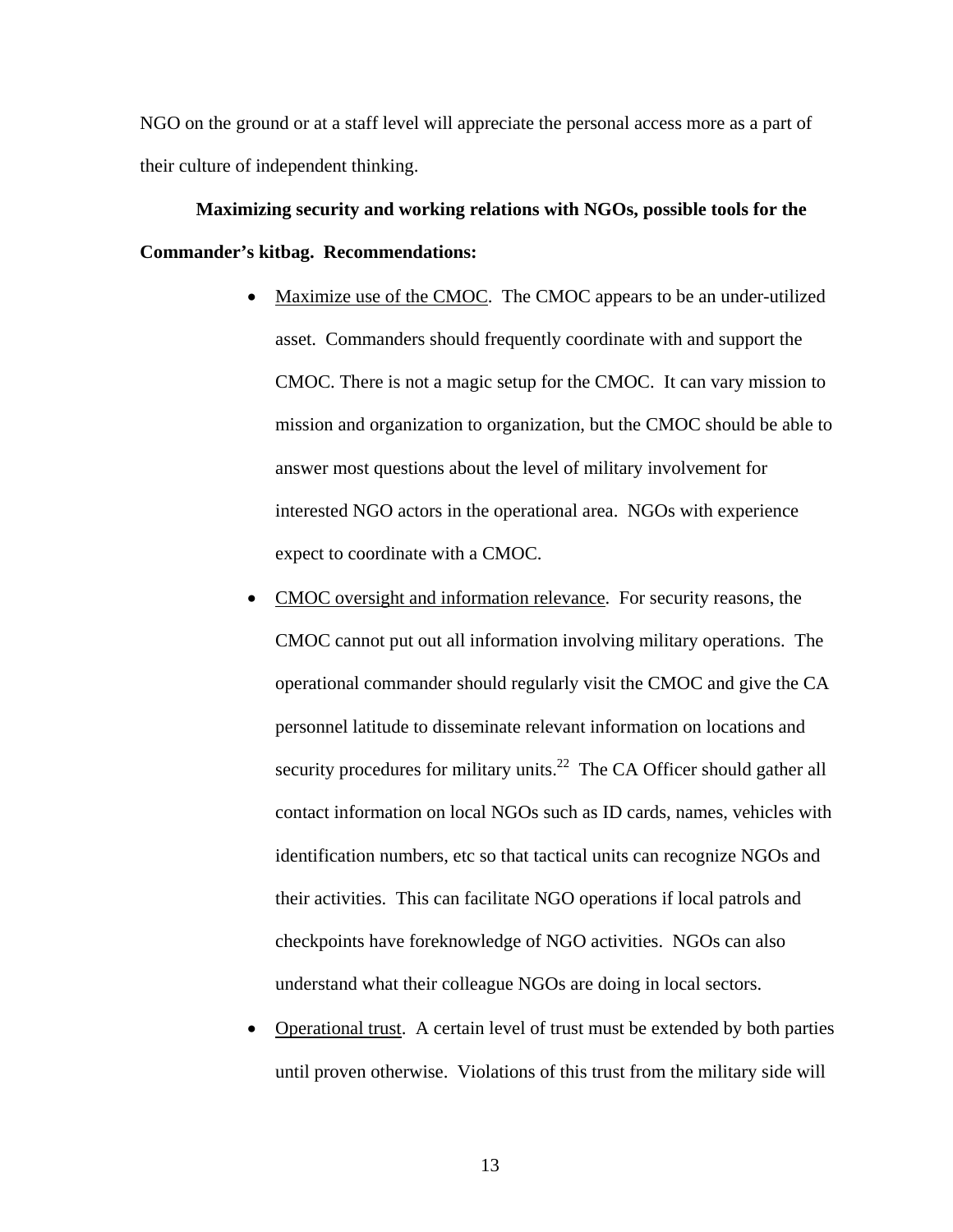NGO on the ground or at a staff level will appreciate the personal access more as a part of their culture of independent thinking.

**Maximizing security and working relations with NGOs, possible tools for the Commander's kitbag. Recommendations:**

- Maximize use of the CMOC. The CMOC appears to be an under-utilized asset. Commanders should frequently coordinate with and support the CMOC. There is not a magic setup for the CMOC. It can vary mission to mission and organization to organization, but the CMOC should be able to answer most questions about the level of military involvement for interested NGO actors in the operational area. NGOs with experience expect to coordinate with a CMOC.
- CMOC oversight and information relevance. For security reasons, the CMOC cannot put out all information involving military operations. The operational commander should regularly visit the CMOC and give the CA personnel latitude to disseminate relevant information on locations and security procedures for military units.[22] The CA Officer should gather all contact information on local NGOs such as ID cards, names, vehicles with identification numbers, etc so that tactical units can recognize NGOs and their activities. This can facilitate NGO operations if local patrols and checkpoints have foreknowledge of NGO activities. NGOs can also understand what their colleague NGOs are doing in local sectors.
- Operational trust. A certain level of trust must be extended by both parties until proven otherwise. Violations of this trust from the military side will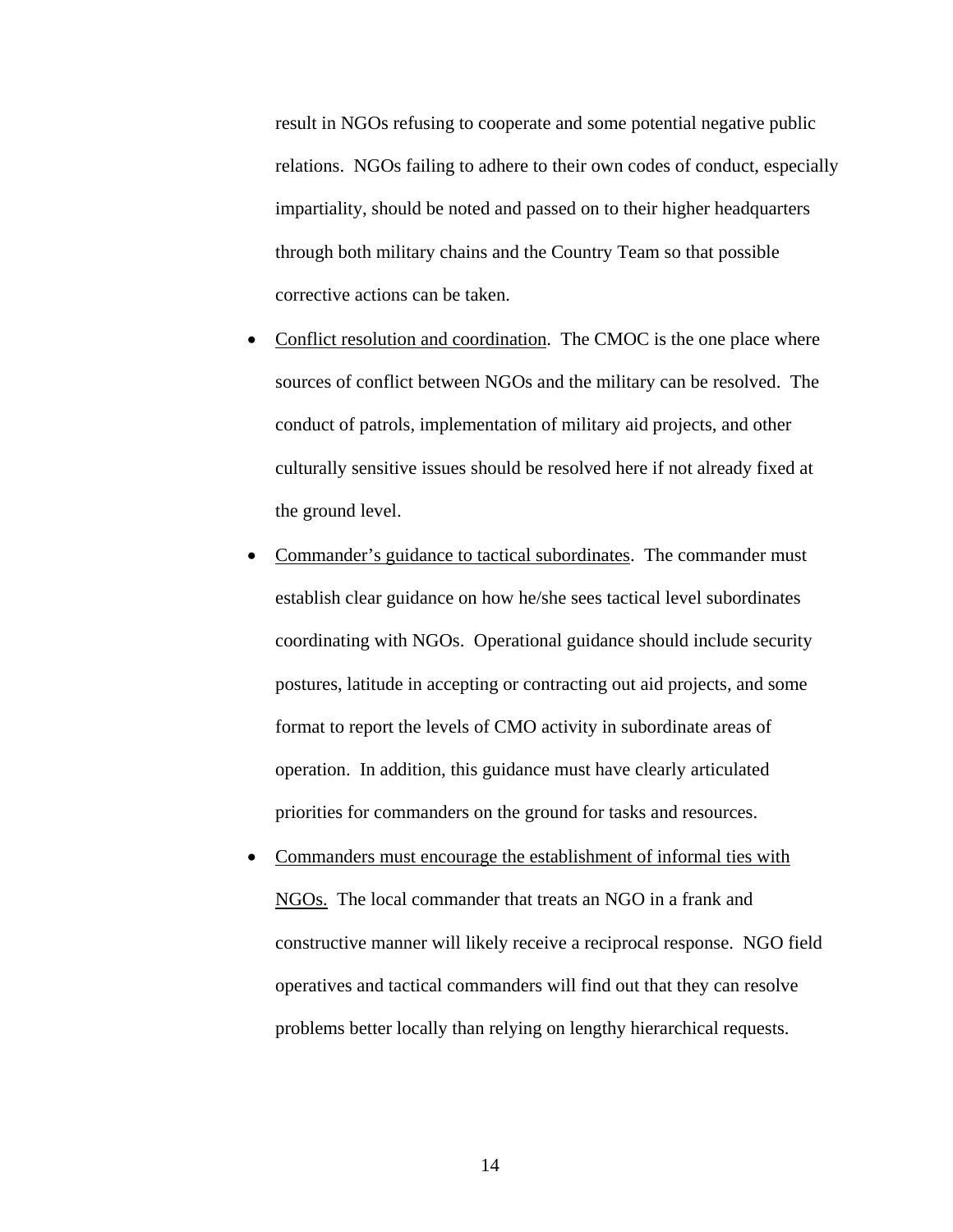result in NGOs refusing to cooperate and some potential negative public relations. NGOs failing to adhere to their own codes of conduct, especially impartiality, should be noted and passed on to their higher headquarters through both military chains and the Country Team so that possible corrective actions can be taken.

- <u>Conflict resolution and coordination</u>. The CMOC is the one place where sources of conflict between NGOs and the military can be resolved. The conduct of patrols, implementation of military aid projects, and other culturally sensitive issues should be resolved here if not already fixed at the ground level.
- <u>Commander's guidance to tactical subordinates</u>. The commander must establish clear guidance on how he/she sees tactical level subordinates coordinating with NGOs. Operational guidance should include security postures, latitude in accepting or contracting out aid projects, and some format to report the levels of CMO activity in subordinate areas of operation. In addition, this guidance must have clearly articulated priorities for commanders on the ground for tasks and resources.
- <u>Commanders must encourage the establishment of informal ties with NGOs.</u> The local commander that treats an NGO in a frank and constructive manner will likely receive a reciprocal response. NGO field operatives and tactical commanders will find out that they can resolve problems better locally than relying on lengthy hierarchical requests.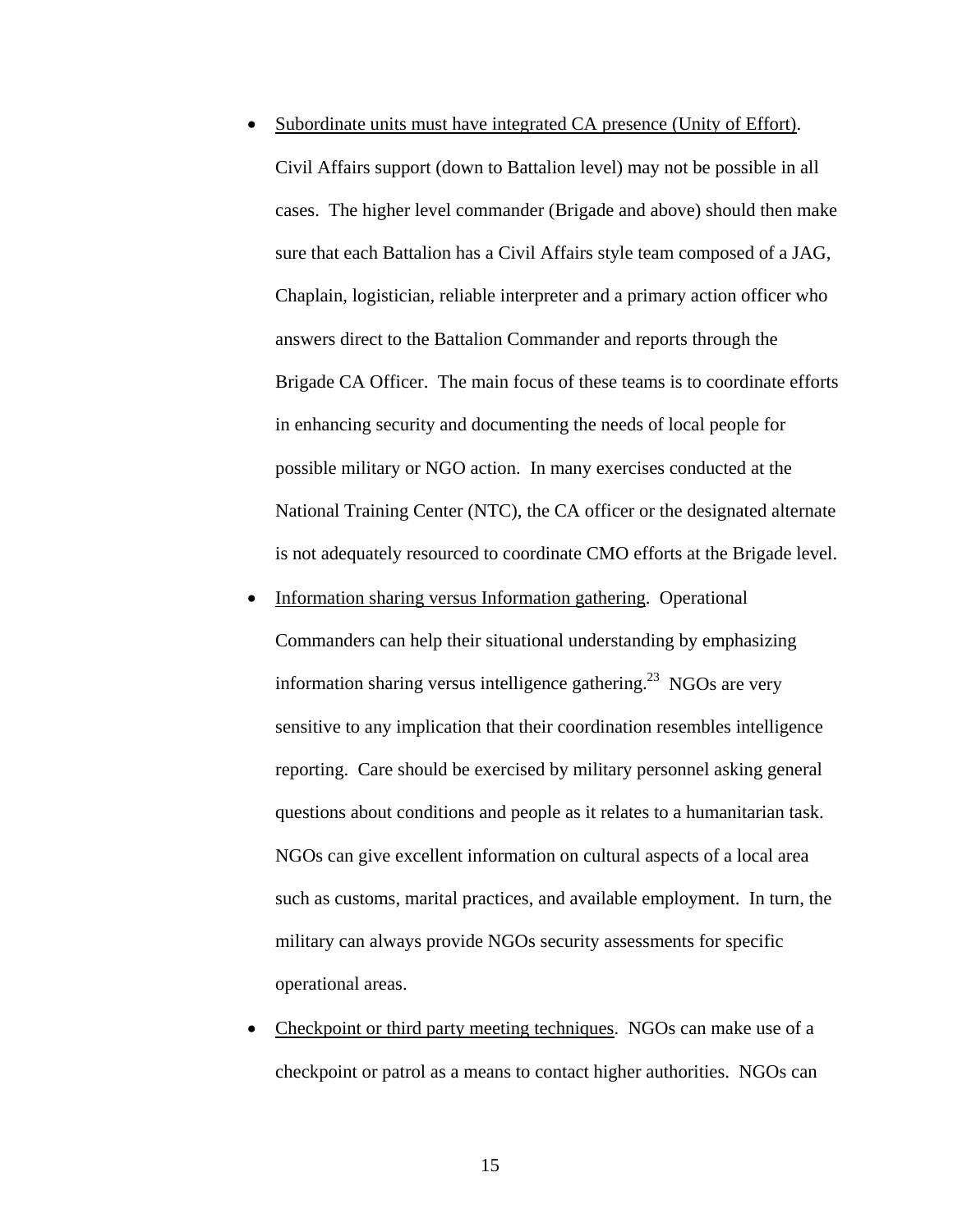- <u>Subordinate units must have integrated CA presence (Unity of Effort)</u>. Civil Affairs support (down to Battalion level) may not be possible in all cases. The higher level commander (Brigade and above) should then make sure that each Battalion has a Civil Affairs style team composed of a JAG, Chaplain, logistician, reliable interpreter and a primary action officer who answers direct to the Battalion Commander and reports through the Brigade CA Officer. The main focus of these teams is to coordinate efforts in enhancing security and documenting the needs of local people for possible military or NGO action. In many exercises conducted at the National Training Center (NTC), the CA officer or the designated alternate is not adequately resourced to coordinate CMO efforts at the Brigade level.
- <u>Information sharing versus Information gathering</u>. Operational Commanders can help their situational understanding by emphasizing information sharing versus intelligence gathering.[23] NGOs are very sensitive to any implication that their coordination resembles intelligence reporting. Care should be exercised by military personnel asking general questions about conditions and people as it relates to a humanitarian task. NGOs can give excellent information on cultural aspects of a local area such as customs, marital practices, and available employment. In turn, the military can always provide NGOs security assessments for specific operational areas.
- <u>Checkpoint or third party meeting techniques</u>. NGOs can make use of a checkpoint or patrol as a means to contact higher authorities. NGOs can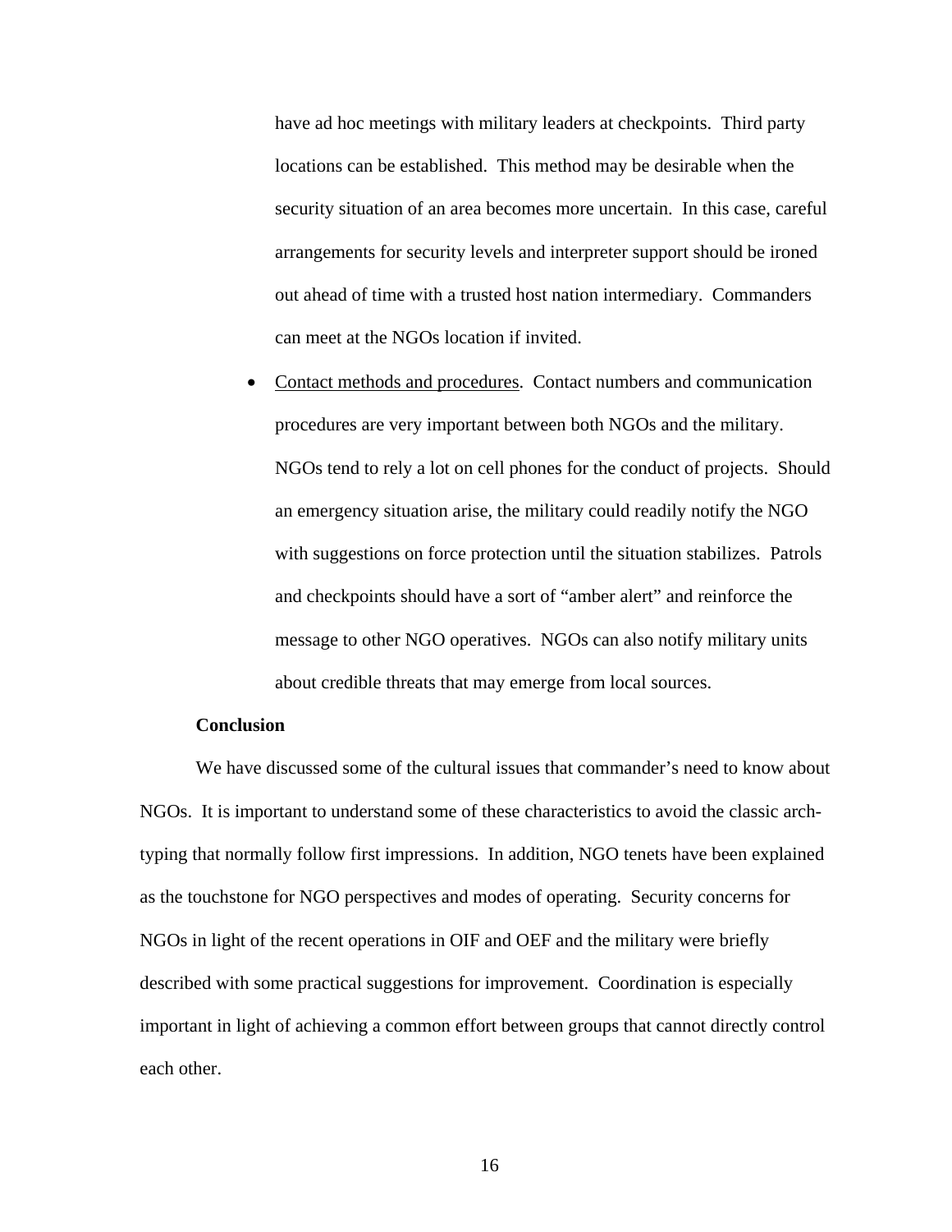have ad hoc meetings with military leaders at checkpoints. Third party locations can be established. This method may be desirable when the security situation of an area becomes more uncertain. In this case, careful arrangements for security levels and interpreter support should be ironed out ahead of time with a trusted host nation intermediary. Commanders can meet at the NGOs location if invited.

- Contact methods and procedures. Contact numbers and communication procedures are very important between both NGOs and the military. NGOs tend to rely a lot on cell phones for the conduct of projects. Should an emergency situation arise, the military could readily notify the NGO with suggestions on force protection until the situation stabilizes. Patrols and checkpoints should have a sort of "amber alert" and reinforce the message to other NGO operatives. NGOs can also notify military units about credible threats that may emerge from local sources.

**Conclusion**

We have discussed some of the cultural issues that commander's need to know about NGOs. It is important to understand some of these characteristics to avoid the classic arch-typing that normally follow first impressions. In addition, NGO tenets have been explained as the touchstone for NGO perspectives and modes of operating. Security concerns for NGOs in light of the recent operations in OIF and OEF and the military were briefly described with some practical suggestions for improvement. Coordination is especially important in light of achieving a common effort between groups that cannot directly control each other.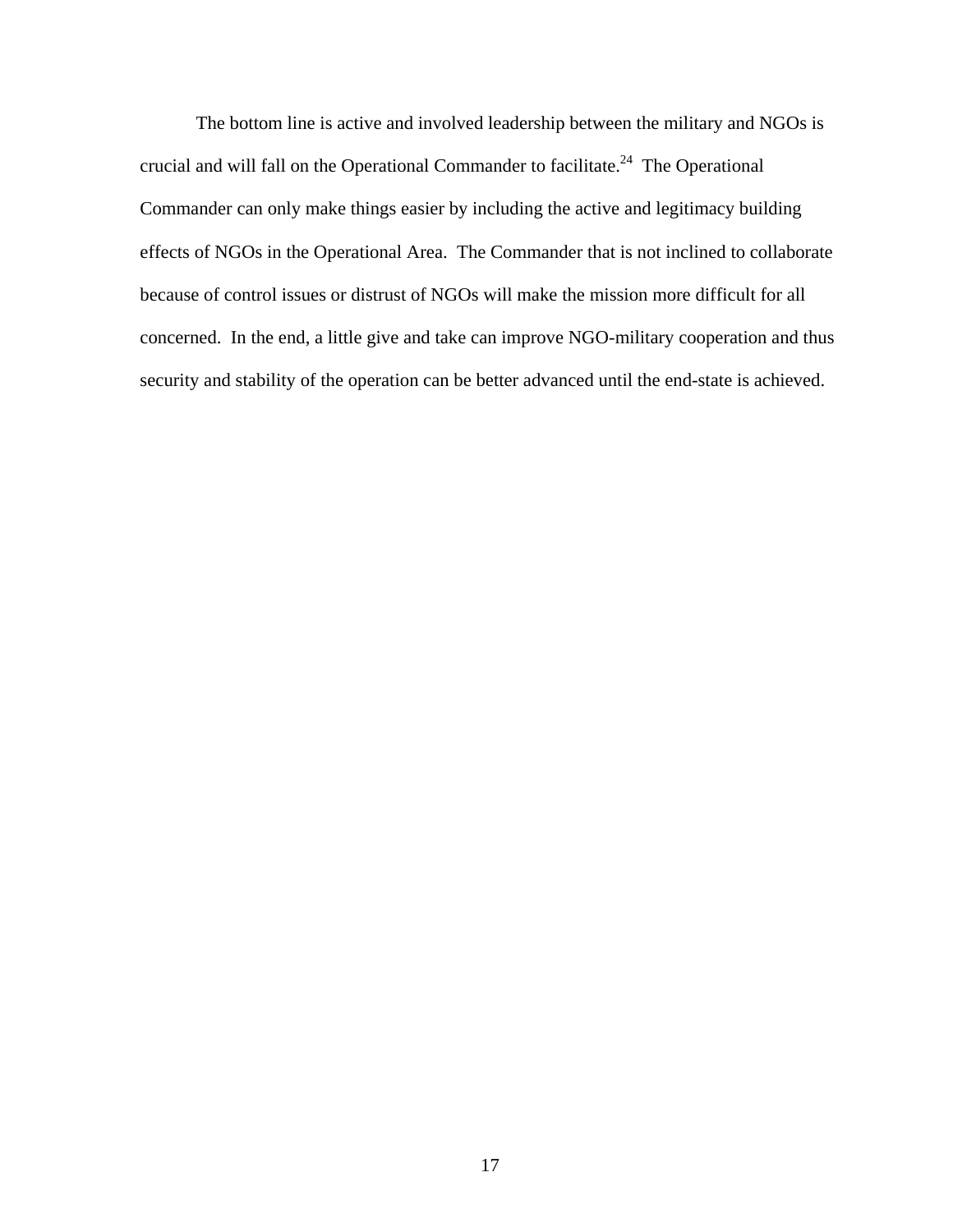The bottom line is active and involved leadership between the military and NGOs is crucial and will fall on the Operational Commander to facilitate.[24] The Operational Commander can only make things easier by including the active and legitimacy building effects of NGOs in the Operational Area. The Commander that is not inclined to collaborate because of control issues or distrust of NGOs will make the mission more difficult for all concerned. In the end, a little give and take can improve NGO-military cooperation and thus security and stability of the operation can be better advanced until the end-state is achieved.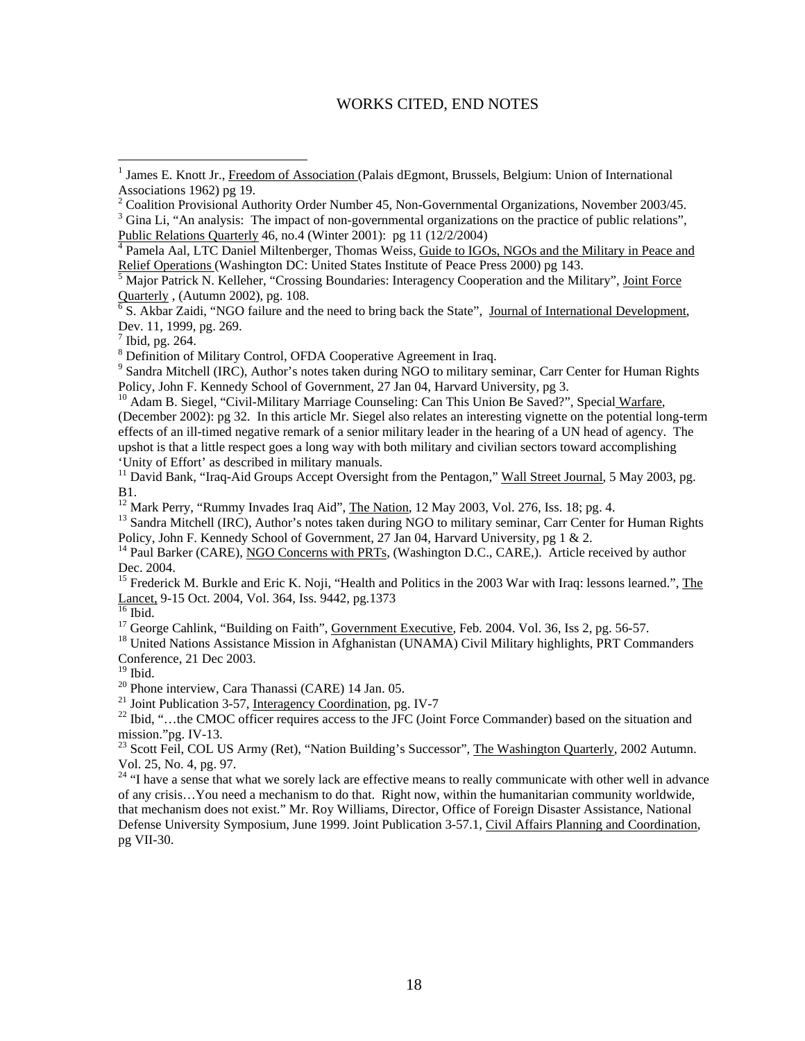# WORKS CITED, END NOTES

[1] James E. Knott Jr., Freedom of Association (Palais dEgmont, Brussels, Belgium: Union of International Associations 1962) pg 19.

[2] Coalition Provisional Authority Order Number 45, Non-Governmental Organizations, November 2003/45.

[3] Gina Li, "An analysis: The impact of non-governmental organizations on the practice of public relations", Public Relations Quarterly 46, no.4 (Winter 2001): pg 11 (12/2/2004)

[4] Pamela Aal, LTC Daniel Miltenberger, Thomas Weiss, Guide to IGOs, NGOs and the Military in Peace and Relief Operations (Washington DC: United States Institute of Peace Press 2000) pg 143.

[5] Major Patrick N. Kelleher, "Crossing Boundaries: Interagency Cooperation and the Military", Joint Force Quarterly , (Autumn 2002), pg. 108.

[6] S. Akbar Zaidi, "NGO failure and the need to bring back the State", Journal of International Development, Dev. 11, 1999, pg. 269.

[7] Ibid, pg. 264.

[8] Definition of Military Control, OFDA Cooperative Agreement in Iraq.

[9] Sandra Mitchell (IRC), Author's notes taken during NGO to military seminar, Carr Center for Human Rights Policy, John F. Kennedy School of Government, 27 Jan 04, Harvard University, pg 3.

[10] Adam B. Siegel, "Civil-Military Marriage Counseling: Can This Union Be Saved?", Special Warfare, (December 2002): pg 32. In this article Mr. Siegel also relates an interesting vignette on the potential long-term effects of an ill-timed negative remark of a senior military leader in the hearing of a UN head of agency. The upshot is that a little respect goes a long way with both military and civilian sectors toward accomplishing 'Unity of Effort' as described in military manuals.

[11] David Bank, "Iraq-Aid Groups Accept Oversight from the Pentagon," Wall Street Journal, 5 May 2003, pg. B1.

[12] Mark Perry, "Rummy Invades Iraq Aid", The Nation, 12 May 2003, Vol. 276, Iss. 18; pg. 4.

[13] Sandra Mitchell (IRC), Author's notes taken during NGO to military seminar, Carr Center for Human Rights Policy, John F. Kennedy School of Government, 27 Jan 04, Harvard University, pg 1 & 2.

[14] Paul Barker (CARE), NGO Concerns with PRTs, (Washington D.C., CARE,). Article received by author Dec. 2004.

[15] Frederick M. Burkle and Eric K. Noji, "Health and Politics in the 2003 War with Iraq: lessons learned.", The Lancet, 9-15 Oct. 2004, Vol. 364, Iss. 9442, pg.1373

[16] Ibid.

[17] George Cahlink, "Building on Faith", Government Executive, Feb. 2004. Vol. 36, Iss 2, pg. 56-57.

[18] United Nations Assistance Mission in Afghanistan (UNAMA) Civil Military highlights, PRT Commanders Conference, 21 Dec 2003.

[19] Ibid.

[20] Phone interview, Cara Thanassi (CARE) 14 Jan. 05.

[21] Joint Publication 3-57, Interagency Coordination, pg. IV-7

[22] Ibid, "…the CMOC officer requires access to the JFC (Joint Force Commander) based on the situation and mission."pg. IV-13.

[23] Scott Feil, COL US Army (Ret), "Nation Building's Successor", The Washington Quarterly, 2002 Autumn. Vol. 25, No. 4, pg. 97.

[24] "I have a sense that what we sorely lack are effective means to really communicate with other well in advance of any crisis…You need a mechanism to do that. Right now, within the humanitarian community worldwide, that mechanism does not exist." Mr. Roy Williams, Director, Office of Foreign Disaster Assistance, National Defense University Symposium, June 1999. Joint Publication 3-57.1, Civil Affairs Planning and Coordination, pg VII-30.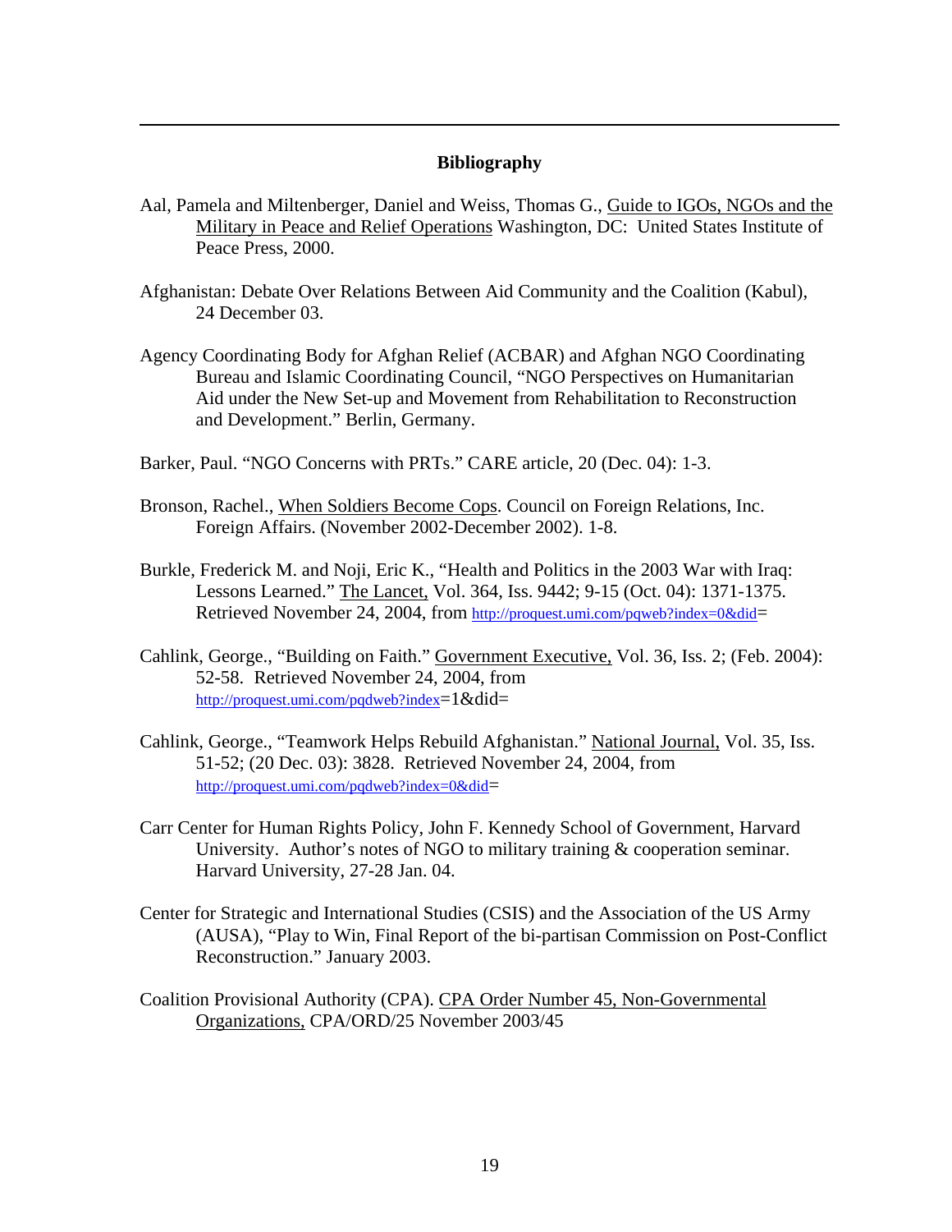## Bibliography

Aal, Pamela and Miltenberger, Daniel and Weiss, Thomas G., Guide to IGOs, NGOs and the Military in Peace and Relief Operations Washington, DC: United States Institute of Peace Press, 2000.

Afghanistan: Debate Over Relations Between Aid Community and the Coalition (Kabul), 24 December 03.

Agency Coordinating Body for Afghan Relief (ACBAR) and Afghan NGO Coordinating Bureau and Islamic Coordinating Council, "NGO Perspectives on Humanitarian Aid under the New Set-up and Movement from Rehabilitation to Reconstruction and Development." Berlin, Germany.

Barker, Paul. "NGO Concerns with PRTs." CARE article, 20 (Dec. 04): 1-3.

Bronson, Rachel., When Soldiers Become Cops. Council on Foreign Relations, Inc. Foreign Affairs. (November 2002-December 2002). 1-8.

Burkle, Frederick M. and Noji, Eric K., "Health and Politics in the 2003 War with Iraq: Lessons Learned." The Lancet, Vol. 364, Iss. 9442; 9-15 (Oct. 04): 1371-1375. Retrieved November 24, 2004, from http://proquest.umi.com/pqweb?index=0&did=

Cahlink, George., "Building on Faith." Government Executive, Vol. 36, Iss. 2; (Feb. 2004): 52-58. Retrieved November 24, 2004, from http://proquest.umi.com/pqdweb?index=1&did=

Cahlink, George., "Teamwork Helps Rebuild Afghanistan." National Journal, Vol. 35, Iss. 51-52; (20 Dec. 03): 3828. Retrieved November 24, 2004, from http://proquest.umi.com/pqdweb?index=0&did=

Carr Center for Human Rights Policy, John F. Kennedy School of Government, Harvard University. Author's notes of NGO to military training & cooperation seminar. Harvard University, 27-28 Jan. 04.

Center for Strategic and International Studies (CSIS) and the Association of the US Army (AUSA), "Play to Win, Final Report of the bi-partisan Commission on Post-Conflict Reconstruction." January 2003.

Coalition Provisional Authority (CPA). CPA Order Number 45, Non-Governmental Organizations, CPA/ORD/25 November 2003/45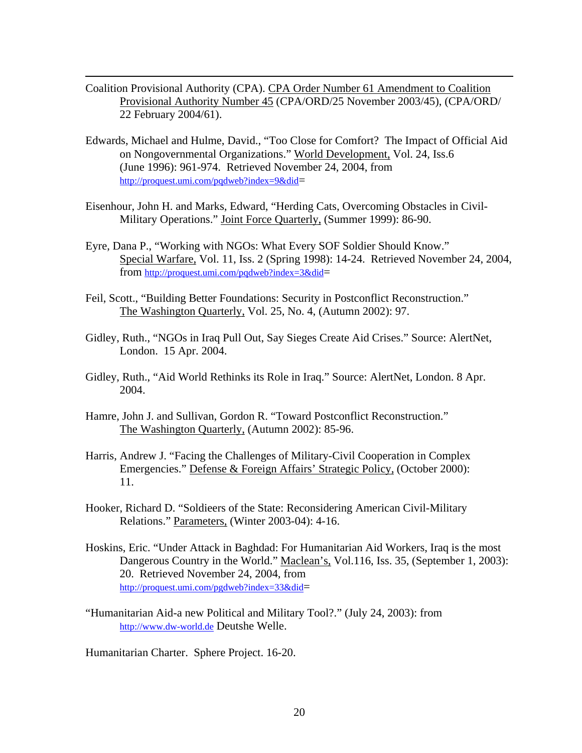Coalition Provisional Authority (CPA). CPA Order Number 61 Amendment to Coalition Provisional Authority Number 45 (CPA/ORD/25 November 2003/45), (CPA/ORD/ 22 February 2004/61).

Edwards, Michael and Hulme, David., "Too Close for Comfort? The Impact of Official Aid on Nongovernmental Organizations." World Development, Vol. 24, Iss.6 (June 1996): 961-974. Retrieved November 24, 2004, from http://proquest.umi.com/pqdweb?index=9&did=

Eisenhour, John H. and Marks, Edward, "Herding Cats, Overcoming Obstacles in Civil-Military Operations." Joint Force Quarterly, (Summer 1999): 86-90.

Eyre, Dana P., "Working with NGOs: What Every SOF Soldier Should Know." Special Warfare, Vol. 11, Iss. 2 (Spring 1998): 14-24. Retrieved November 24, 2004, from http://proquest.umi.com/pqdweb?index=3&did=

Feil, Scott., "Building Better Foundations: Security in Postconflict Reconstruction." The Washington Quarterly, Vol. 25, No. 4, (Autumn 2002): 97.

Gidley, Ruth., "NGOs in Iraq Pull Out, Say Sieges Create Aid Crises." Source: AlertNet, London. 15 Apr. 2004.

Gidley, Ruth., "Aid World Rethinks its Role in Iraq." Source: AlertNet, London. 8 Apr. 2004.

Hamre, John J. and Sullivan, Gordon R. "Toward Postconflict Reconstruction." The Washington Quarterly, (Autumn 2002): 85-96.

Harris, Andrew J. "Facing the Challenges of Military-Civil Cooperation in Complex Emergencies." Defense & Foreign Affairs' Strategic Policy, (October 2000): 11.

Hooker, Richard D. "Soldieers of the State: Reconsidering American Civil-Military Relations." Parameters, (Winter 2003-04): 4-16.

Hoskins, Eric. "Under Attack in Baghdad: For Humanitarian Aid Workers, Iraq is the most Dangerous Country in the World." Maclean's, Vol.116, Iss. 35, (September 1, 2003): 20. Retrieved November 24, 2004, from http://proquest.umi.com/pgdweb?index=33&did=

"Humanitarian Aid-a new Political and Military Tool?." (July 24, 2003): from http://www.dw-world.de Deutshe Welle.

Humanitarian Charter. Sphere Project. 16-20.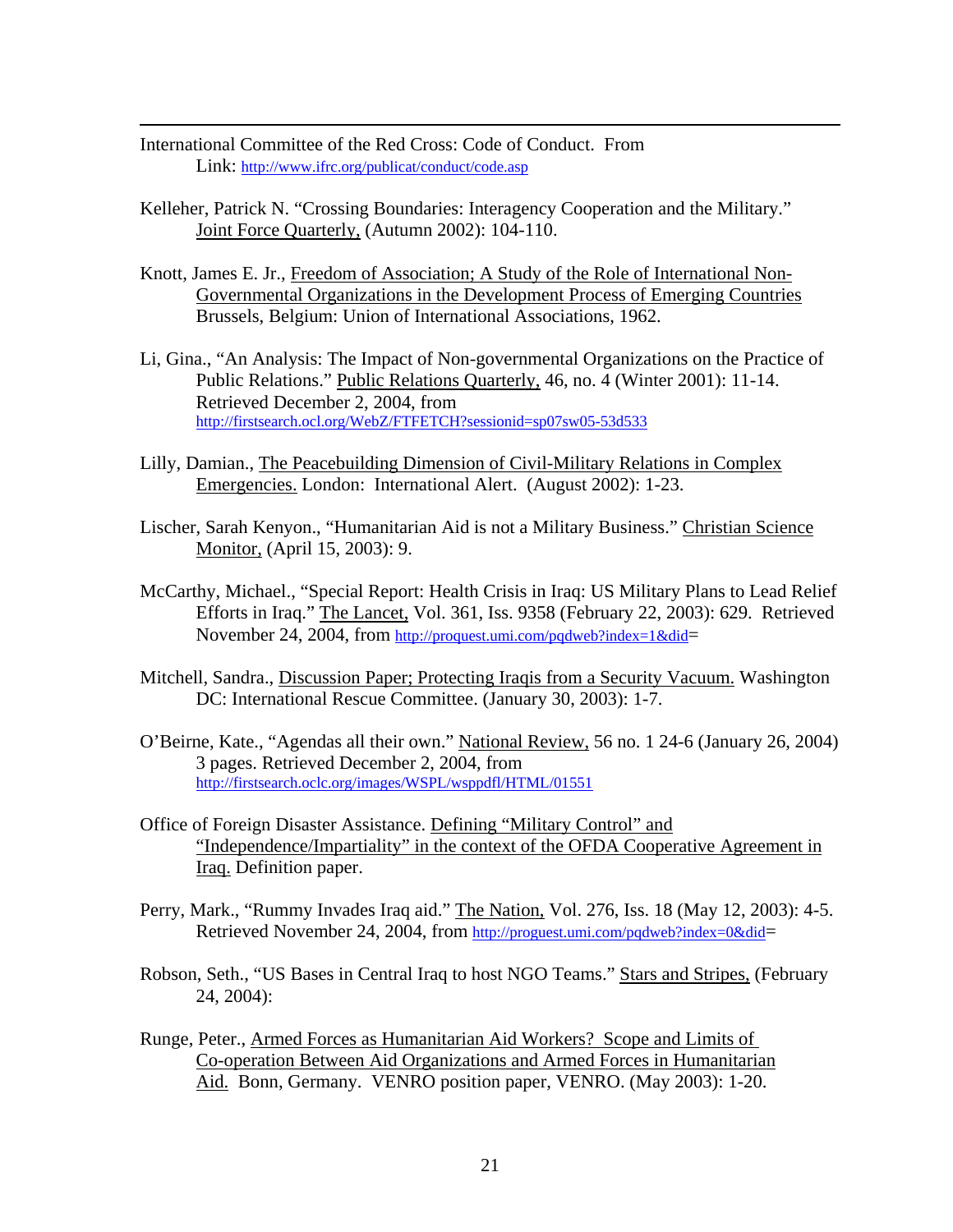International Committee of the Red Cross: Code of Conduct. From Link: http://www.ifrc.org/publicat/conduct/code.asp

Kelleher, Patrick N. "Crossing Boundaries: Interagency Cooperation and the Military." Joint Force Quarterly, (Autumn 2002): 104-110.

Knott, James E. Jr., Freedom of Association; A Study of the Role of International Non-Governmental Organizations in the Development Process of Emerging Countries Brussels, Belgium: Union of International Associations, 1962.

Li, Gina., "An Analysis: The Impact of Non-governmental Organizations on the Practice of Public Relations." Public Relations Quarterly, 46, no. 4 (Winter 2001): 11-14. Retrieved December 2, 2004, from http://firstsearch.ocl.org/WebZ/FTFETCH?sessionid=sp07sw05-53d533

Lilly, Damian., The Peacebuilding Dimension of Civil-Military Relations in Complex Emergencies. London: International Alert. (August 2002): 1-23.

Lischer, Sarah Kenyon., "Humanitarian Aid is not a Military Business." Christian Science Monitor, (April 15, 2003): 9.

McCarthy, Michael., "Special Report: Health Crisis in Iraq: US Military Plans to Lead Relief Efforts in Iraq." The Lancet, Vol. 361, Iss. 9358 (February 22, 2003): 629. Retrieved November 24, 2004, from http://proquest.umi.com/pqdweb?index=1&did=

Mitchell, Sandra., Discussion Paper; Protecting Iraqis from a Security Vacuum. Washington DC: International Rescue Committee. (January 30, 2003): 1-7.

O'Beirne, Kate., "Agendas all their own." National Review, 56 no. 1 24-6 (January 26, 2004) 3 pages. Retrieved December 2, 2004, from http://firstsearch.oclc.org/images/WSPL/wsppdfl/HTML/01551

Office of Foreign Disaster Assistance. Defining "Military Control" and "Independence/Impartiality" in the context of the OFDA Cooperative Agreement in Iraq. Definition paper.

Perry, Mark., "Rummy Invades Iraq aid." The Nation, Vol. 276, Iss. 18 (May 12, 2003): 4-5. Retrieved November 24, 2004, from http://proguest.umi.com/pqdweb?index=0&did=

Robson, Seth., "US Bases in Central Iraq to host NGO Teams." Stars and Stripes, (February 24, 2004):

Runge, Peter., Armed Forces as Humanitarian Aid Workers? Scope and Limits of Co-operation Between Aid Organizations and Armed Forces in Humanitarian Aid. Bonn, Germany. VENRO position paper, VENRO. (May 2003): 1-20.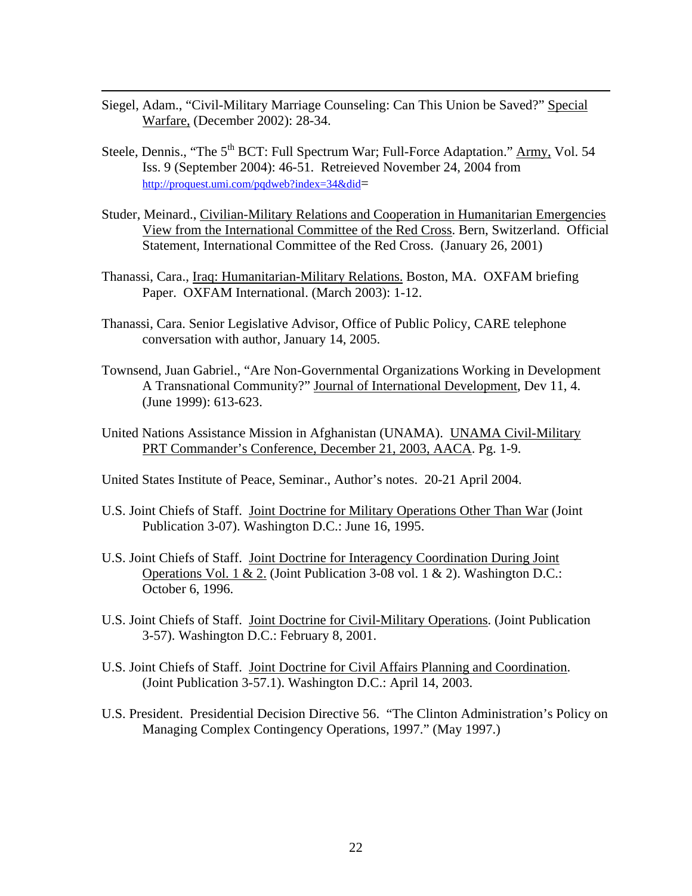Siegel, Adam., "Civil-Military Marriage Counseling: Can This Union be Saved?" Special Warfare, (December 2002): 28-34.

Steele, Dennis., "The 5th BCT: Full Spectrum War; Full-Force Adaptation." Army, Vol. 54 Iss. 9 (September 2004): 46-51. Retreieved November 24, 2004 from http://proquest.umi.com/pqdweb?index=34&did=

Studer, Meinard., Civilian-Military Relations and Cooperation in Humanitarian Emergencies View from the International Committee of the Red Cross. Bern, Switzerland. Official Statement, International Committee of the Red Cross. (January 26, 2001)

Thanassi, Cara., Iraq: Humanitarian-Military Relations. Boston, MA. OXFAM briefing Paper. OXFAM International. (March 2003): 1-12.

Thanassi, Cara. Senior Legislative Advisor, Office of Public Policy, CARE telephone conversation with author, January 14, 2005.

Townsend, Juan Gabriel., "Are Non-Governmental Organizations Working in Development A Transnational Community?" Journal of International Development, Dev 11, 4. (June 1999): 613-623.

United Nations Assistance Mission in Afghanistan (UNAMA). UNAMA Civil-Military PRT Commander's Conference, December 21, 2003, AACA. Pg. 1-9.

United States Institute of Peace, Seminar., Author's notes. 20-21 April 2004.

U.S. Joint Chiefs of Staff. Joint Doctrine for Military Operations Other Than War (Joint Publication 3-07). Washington D.C.: June 16, 1995.

U.S. Joint Chiefs of Staff. Joint Doctrine for Interagency Coordination During Joint Operations Vol. 1 & 2. (Joint Publication 3-08 vol. 1 & 2). Washington D.C.: October 6, 1996.

U.S. Joint Chiefs of Staff. Joint Doctrine for Civil-Military Operations. (Joint Publication 3-57). Washington D.C.: February 8, 2001.

U.S. Joint Chiefs of Staff. Joint Doctrine for Civil Affairs Planning and Coordination. (Joint Publication 3-57.1). Washington D.C.: April 14, 2003.

U.S. President. Presidential Decision Directive 56. "The Clinton Administration's Policy on Managing Complex Contingency Operations, 1997." (May 1997.)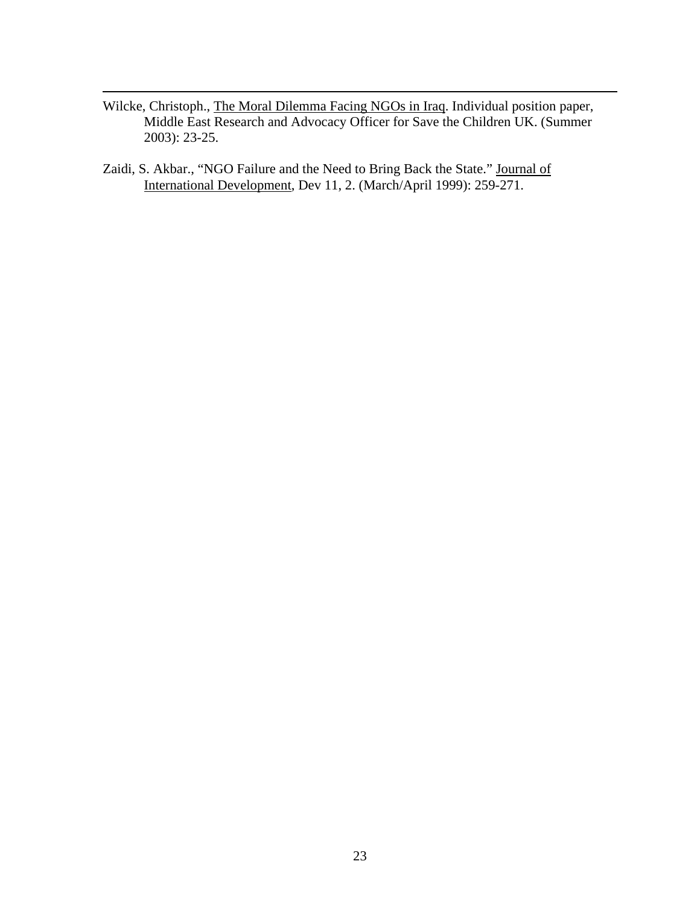Wilcke, Christoph., The Moral Dilemma Facing NGOs in Iraq. Individual position paper, Middle East Research and Advocacy Officer for Save the Children UK. (Summer 2003): 23-25.

Zaidi, S. Akbar., "NGO Failure and the Need to Bring Back the State." Journal of International Development, Dev 11, 2. (March/April 1999): 259-271.